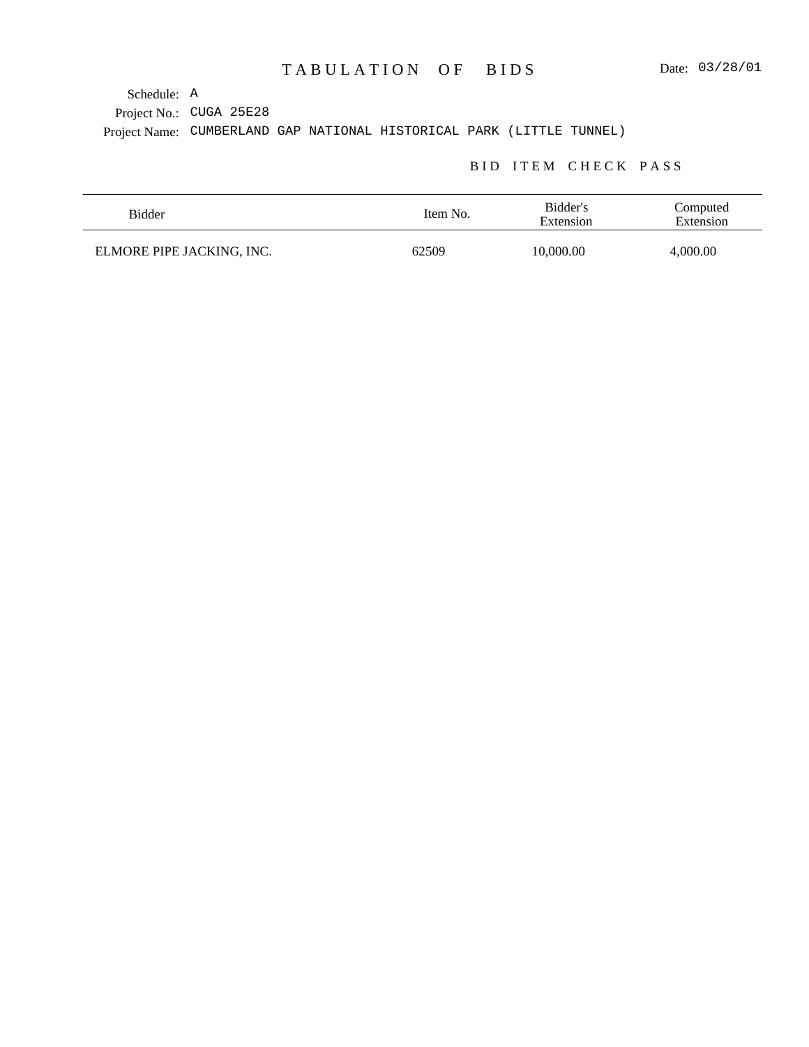# TABULATION OF BIDS

Date: 03/28/01

Schedule: A

Project No.: CUGA 25E28

Project Name: CUMBERLAND GAP NATIONAL HISTORICAL PARK (LITTLE TUNNEL)

## BID ITEM CHECK PASS

| Bidder | Item No. | Bidder's Extension | Computed Extension |
|---|---|---|---|
| ELMORE PIPE JACKING, INC. | 62509 | 10,000.00 | 4,000.00 |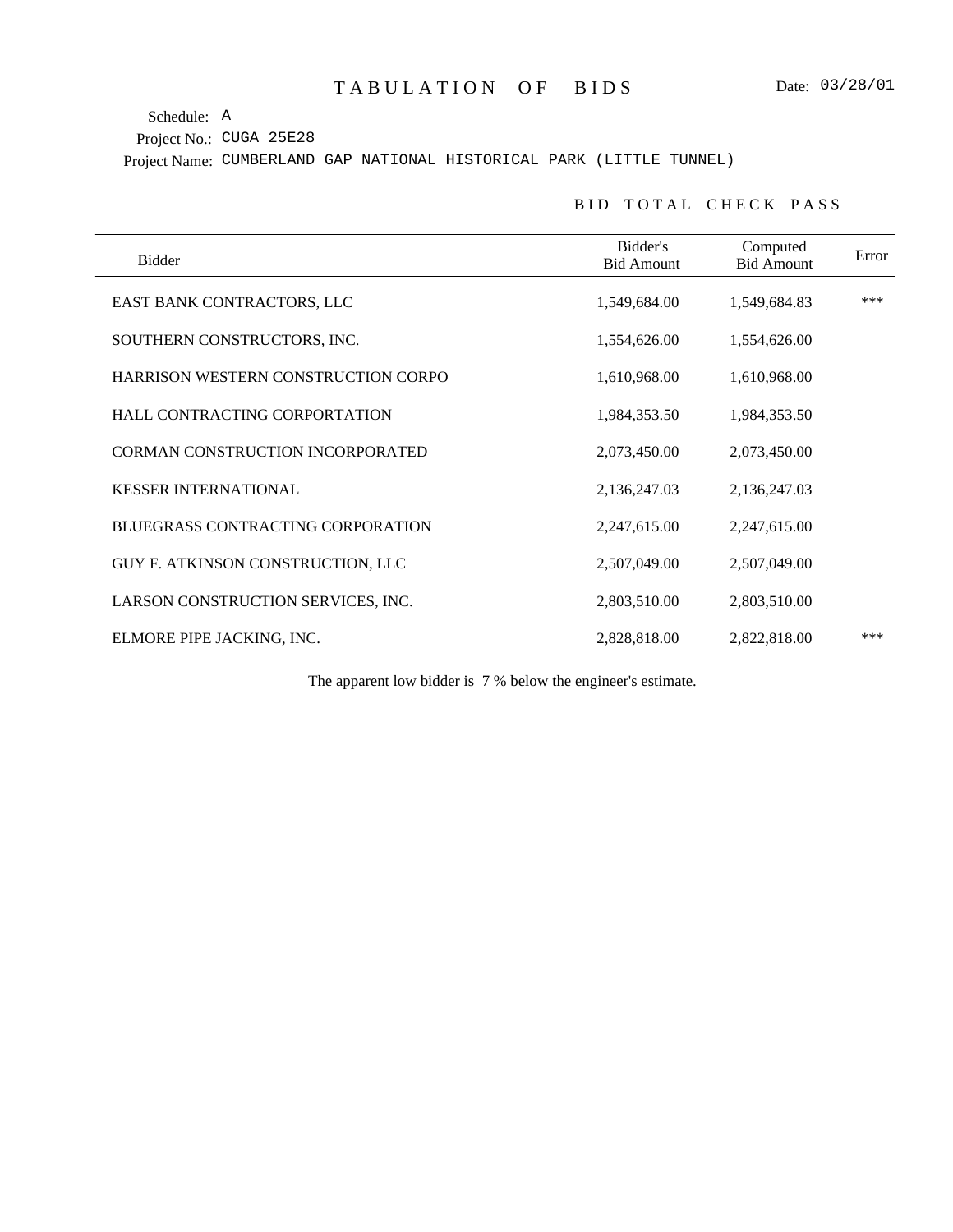# TABULATION OF BIDS

Date: 03/28/01

Schedule: A

Project No.: CUGA 25E28

Project Name: CUMBERLAND GAP NATIONAL HISTORICAL PARK (LITTLE TUNNEL)

## BID TOTAL CHECK PASS

| Bidder | Bidder's Bid Amount | Computed Bid Amount | Error |
|---|---|---|---|
| EAST BANK CONTRACTORS, LLC | 1,549,684.00 | 1,549,684.83 | *** |
| SOUTHERN CONSTRUCTORS, INC. | 1,554,626.00 | 1,554,626.00 | |
| HARRISON WESTERN CONSTRUCTION CORPO | 1,610,968.00 | 1,610,968.00 | |
| HALL CONTRACTING CORPORTATION | 1,984,353.50 | 1,984,353.50 | |
| CORMAN CONSTRUCTION INCORPORATED | 2,073,450.00 | 2,073,450.00 | |
| KESSER INTERNATIONAL | 2,136,247.03 | 2,136,247.03 | |
| BLUEGRASS CONTRACTING CORPORATION | 2,247,615.00 | 2,247,615.00 | |
| GUY F. ATKINSON CONSTRUCTION, LLC | 2,507,049.00 | 2,507,049.00 | |
| LARSON CONSTRUCTION SERVICES, INC. | 2,803,510.00 | 2,803,510.00 | |
| ELMORE PIPE JACKING, INC. | 2,828,818.00 | 2,822,818.00 | *** |

The apparent low bidder is 7 % below the engineer's estimate.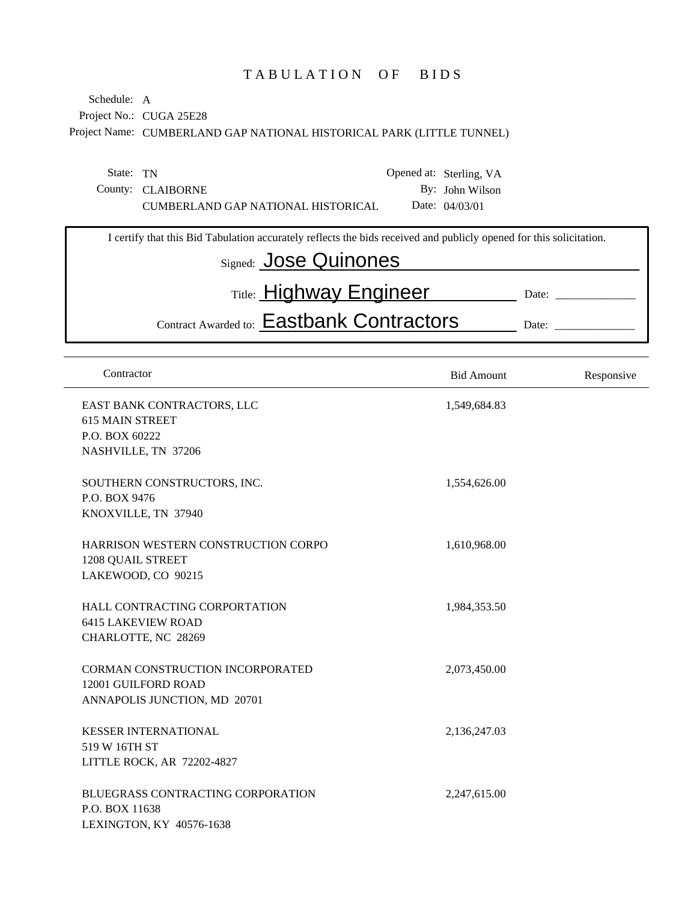# TABULATION OF BIDS

Schedule: A
Project No.: CUGA 25E28
Project Name: CUMBERLAND GAP NATIONAL HISTORICAL PARK (LITTLE TUNNEL)

State: TN
County: CLAIBORNE
CUMBERLAND GAP NATIONAL HISTORICAL

Opened at: Sterling, VA
By: John Wilson
Date: 04/03/01

I certify that this Bid Tabulation accurately reflects the bids received and publicly opened for this solicitation.

Signed: Jose Quinones

Title: Highway Engineer  Date: ____________

Contract Awarded to: Eastbank Contractors  Date: ____________

| Contractor | Bid Amount | Responsive |
|---|---|---|
| EAST BANK CONTRACTORS, LLC<br>615 MAIN STREET<br>P.O. BOX 60222<br>NASHVILLE, TN 37206 | 1,549,684.83 | |
| SOUTHERN CONSTRUCTORS, INC.<br>P.O. BOX 9476<br>KNOXVILLE, TN 37940 | 1,554,626.00 | |
| HARRISON WESTERN CONSTRUCTION CORPO<br>1208 QUAIL STREET<br>LAKEWOOD, CO 90215 | 1,610,968.00 | |
| HALL CONTRACTING CORPORTATION<br>6415 LAKEVIEW ROAD<br>CHARLOTTE, NC 28269 | 1,984,353.50 | |
| CORMAN CONSTRUCTION INCORPORATED<br>12001 GUILFORD ROAD<br>ANNAPOLIS JUNCTION, MD 20701 | 2,073,450.00 | |
| KESSER INTERNATIONAL<br>519 W 16TH ST<br>LITTLE ROCK, AR 72202-4827 | 2,136,247.03 | |
| BLUEGRASS CONTRACTING CORPORATION<br>P.O. BOX 11638<br>LEXINGTON, KY 40576-1638 | 2,247,615.00 | |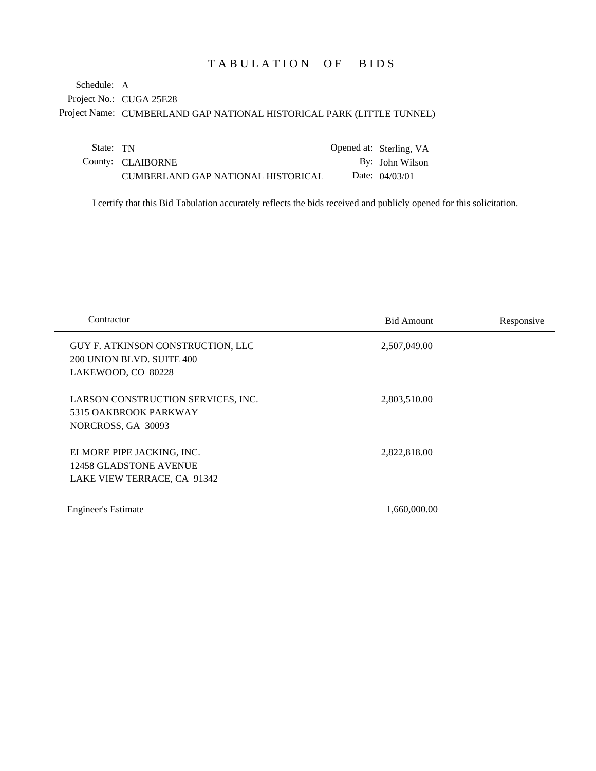# TABULATION OF BIDS

Schedule: A
Project No.: CUGA 25E28
Project Name: CUMBERLAND GAP NATIONAL HISTORICAL PARK (LITTLE TUNNEL)

State: TN
County: CLAIBORNE
CUMBERLAND GAP NATIONAL HISTORICAL

Opened at: Sterling, VA
By: John Wilson
Date: 04/03/01

I certify that this Bid Tabulation accurately reflects the bids received and publicly opened for this solicitation.

| Contractor | Bid Amount | Responsive |
|---|---|---|
| GUY F. ATKINSON CONSTRUCTION, LLC<br>200 UNION BLVD. SUITE 400<br>LAKEWOOD, CO 80228 | 2,507,049.00 | |
| LARSON CONSTRUCTION SERVICES, INC.<br>5315 OAKBROOK PARKWAY<br>NORCROSS, GA 30093 | 2,803,510.00 | |
| ELMORE PIPE JACKING, INC.<br>12458 GLADSTONE AVENUE<br>LAKE VIEW TERRACE, CA 91342 | 2,822,818.00 | |
| Engineer's Estimate | 1,660,000.00 | |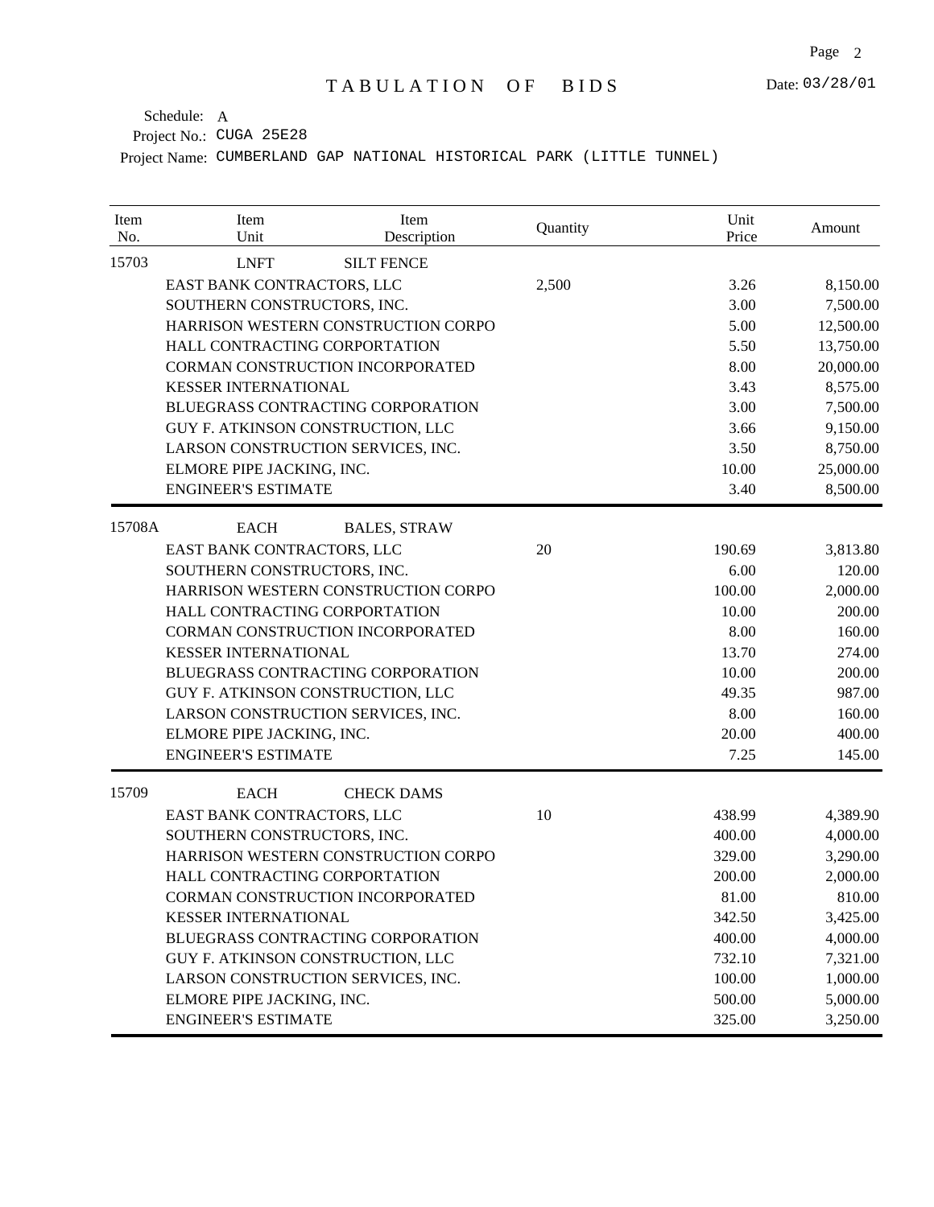# TABULATION OF BIDS

Date: 03/28/01

Schedule: A

Project No.: CUGA 25E28

Project Name: CUMBERLAND GAP NATIONAL HISTORICAL PARK (LITTLE TUNNEL)

| Item No. | Item Unit | Item Description | Quantity | Unit Price | Amount |
|---|---|---|---|---|---|
| 15703 | LNFT | SILT FENCE | | | |
| | EAST BANK CONTRACTORS, LLC | | 2,500 | 3.26 | 8,150.00 |
| | SOUTHERN CONSTRUCTORS, INC. | | | 3.00 | 7,500.00 |
| | HARRISON WESTERN CONSTRUCTION CORPO | | | 5.00 | 12,500.00 |
| | HALL CONTRACTING CORPORTATION | | | 5.50 | 13,750.00 |
| | CORMAN CONSTRUCTION INCORPORATED | | | 8.00 | 20,000.00 |
| | KESSER INTERNATIONAL | | | 3.43 | 8,575.00 |
| | BLUEGRASS CONTRACTING CORPORATION | | | 3.00 | 7,500.00 |
| | GUY F. ATKINSON CONSTRUCTION, LLC | | | 3.66 | 9,150.00 |
| | LARSON CONSTRUCTION SERVICES, INC. | | | 3.50 | 8,750.00 |
| | ELMORE PIPE JACKING, INC. | | | 10.00 | 25,000.00 |
| | ENGINEER'S ESTIMATE | | | 3.40 | 8,500.00 |
| 15708A | EACH | BALES, STRAW | | | |
| | EAST BANK CONTRACTORS, LLC | | 20 | 190.69 | 3,813.80 |
| | SOUTHERN CONSTRUCTORS, INC. | | | 6.00 | 120.00 |
| | HARRISON WESTERN CONSTRUCTION CORPO | | | 100.00 | 2,000.00 |
| | HALL CONTRACTING CORPORTATION | | | 10.00 | 200.00 |
| | CORMAN CONSTRUCTION INCORPORATED | | | 8.00 | 160.00 |
| | KESSER INTERNATIONAL | | | 13.70 | 274.00 |
| | BLUEGRASS CONTRACTING CORPORATION | | | 10.00 | 200.00 |
| | GUY F. ATKINSON CONSTRUCTION, LLC | | | 49.35 | 987.00 |
| | LARSON CONSTRUCTION SERVICES, INC. | | | 8.00 | 160.00 |
| | ELMORE PIPE JACKING, INC. | | | 20.00 | 400.00 |
| | ENGINEER'S ESTIMATE | | | 7.25 | 145.00 |
| 15709 | EACH | CHECK DAMS | | | |
| | EAST BANK CONTRACTORS, LLC | | 10 | 438.99 | 4,389.90 |
| | SOUTHERN CONSTRUCTORS, INC. | | | 400.00 | 4,000.00 |
| | HARRISON WESTERN CONSTRUCTION CORPO | | | 329.00 | 3,290.00 |
| | HALL CONTRACTING CORPORTATION | | | 200.00 | 2,000.00 |
| | CORMAN CONSTRUCTION INCORPORATED | | | 81.00 | 810.00 |
| | KESSER INTERNATIONAL | | | 342.50 | 3,425.00 |
| | BLUEGRASS CONTRACTING CORPORATION | | | 400.00 | 4,000.00 |
| | GUY F. ATKINSON CONSTRUCTION, LLC | | | 732.10 | 7,321.00 |
| | LARSON CONSTRUCTION SERVICES, INC. | | | 100.00 | 1,000.00 |
| | ELMORE PIPE JACKING, INC. | | | 500.00 | 5,000.00 |
| | ENGINEER'S ESTIMATE | | | 325.00 | 3,250.00 |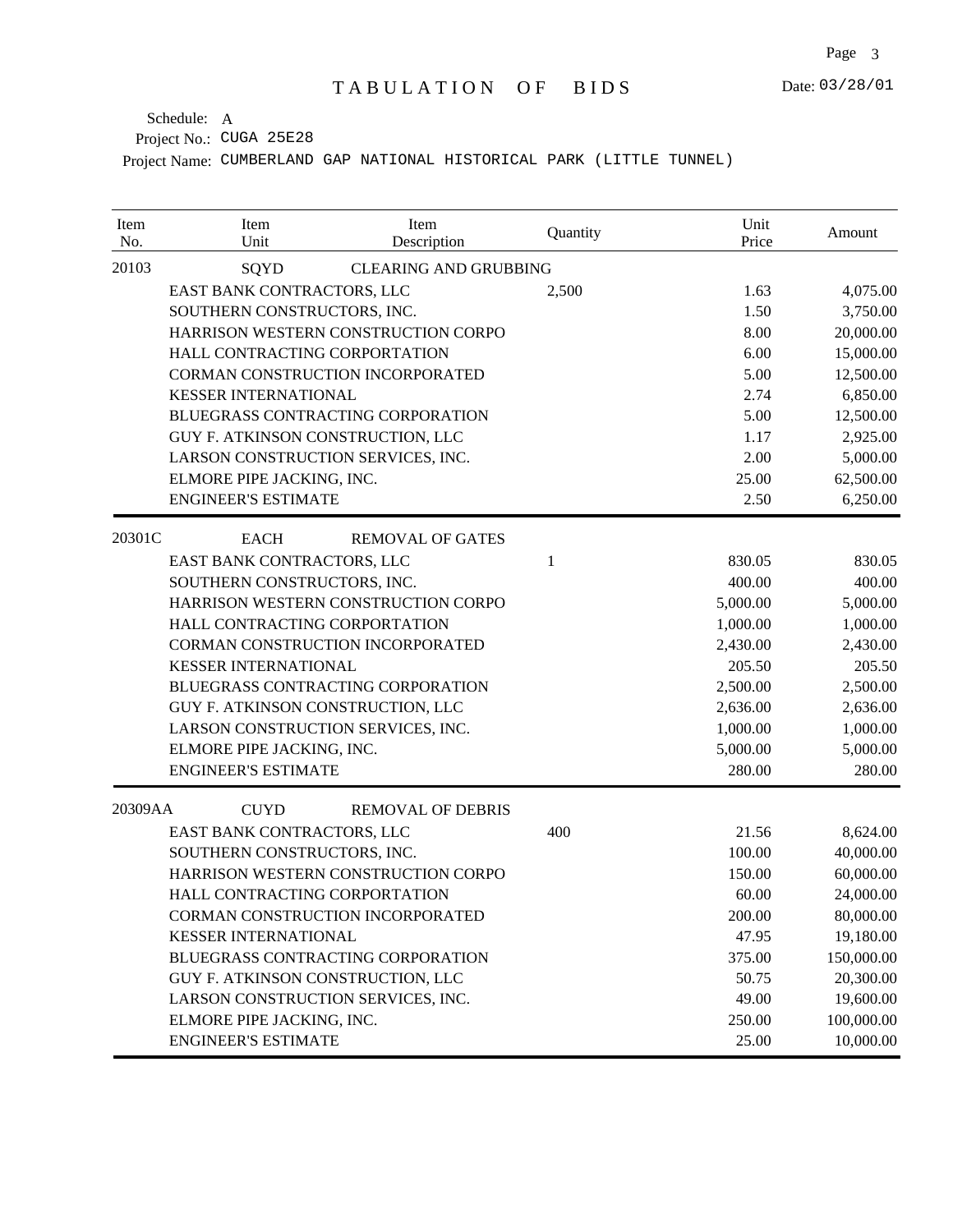# TABULATION OF BIDS

Date: 03/28/01

Schedule: A

Project No.: CUGA 25E28

Project Name: CUMBERLAND GAP NATIONAL HISTORICAL PARK (LITTLE TUNNEL)

| Item No. | Item Unit | Item Description | Quantity | Unit Price | Amount |
|---|---|---|---|---|---|
| 20103 | SQYD | CLEARING AND GRUBBING | | | |
| | EAST BANK CONTRACTORS, LLC | | 2,500 | 1.63 | 4,075.00 |
| | SOUTHERN CONSTRUCTORS, INC. | | | 1.50 | 3,750.00 |
| | HARRISON WESTERN CONSTRUCTION CORPO | | | 8.00 | 20,000.00 |
| | HALL CONTRACTING CORPORTATION | | | 6.00 | 15,000.00 |
| | CORMAN CONSTRUCTION INCORPORATED | | | 5.00 | 12,500.00 |
| | KESSER INTERNATIONAL | | | 2.74 | 6,850.00 |
| | BLUEGRASS CONTRACTING CORPORATION | | | 5.00 | 12,500.00 |
| | GUY F. ATKINSON CONSTRUCTION, LLC | | | 1.17 | 2,925.00 |
| | LARSON CONSTRUCTION SERVICES, INC. | | | 2.00 | 5,000.00 |
| | ELMORE PIPE JACKING, INC. | | | 25.00 | 62,500.00 |
| | ENGINEER'S ESTIMATE | | | 2.50 | 6,250.00 |
| 20301C | EACH | REMOVAL OF GATES | | | |
| | EAST BANK CONTRACTORS, LLC | | 1 | 830.05 | 830.05 |
| | SOUTHERN CONSTRUCTORS, INC. | | | 400.00 | 400.00 |
| | HARRISON WESTERN CONSTRUCTION CORPO | | | 5,000.00 | 5,000.00 |
| | HALL CONTRACTING CORPORTATION | | | 1,000.00 | 1,000.00 |
| | CORMAN CONSTRUCTION INCORPORATED | | | 2,430.00 | 2,430.00 |
| | KESSER INTERNATIONAL | | | 205.50 | 205.50 |
| | BLUEGRASS CONTRACTING CORPORATION | | | 2,500.00 | 2,500.00 |
| | GUY F. ATKINSON CONSTRUCTION, LLC | | | 2,636.00 | 2,636.00 |
| | LARSON CONSTRUCTION SERVICES, INC. | | | 1,000.00 | 1,000.00 |
| | ELMORE PIPE JACKING, INC. | | | 5,000.00 | 5,000.00 |
| | ENGINEER'S ESTIMATE | | | 280.00 | 280.00 |
| 20309AA | CUYD | REMOVAL OF DEBRIS | | | |
| | EAST BANK CONTRACTORS, LLC | | 400 | 21.56 | 8,624.00 |
| | SOUTHERN CONSTRUCTORS, INC. | | | 100.00 | 40,000.00 |
| | HARRISON WESTERN CONSTRUCTION CORPO | | | 150.00 | 60,000.00 |
| | HALL CONTRACTING CORPORTATION | | | 60.00 | 24,000.00 |
| | CORMAN CONSTRUCTION INCORPORATED | | | 200.00 | 80,000.00 |
| | KESSER INTERNATIONAL | | | 47.95 | 19,180.00 |
| | BLUEGRASS CONTRACTING CORPORATION | | | 375.00 | 150,000.00 |
| | GUY F. ATKINSON CONSTRUCTION, LLC | | | 50.75 | 20,300.00 |
| | LARSON CONSTRUCTION SERVICES, INC. | | | 49.00 | 19,600.00 |
| | ELMORE PIPE JACKING, INC. | | | 250.00 | 100,000.00 |
| | ENGINEER'S ESTIMATE | | | 25.00 | 10,000.00 |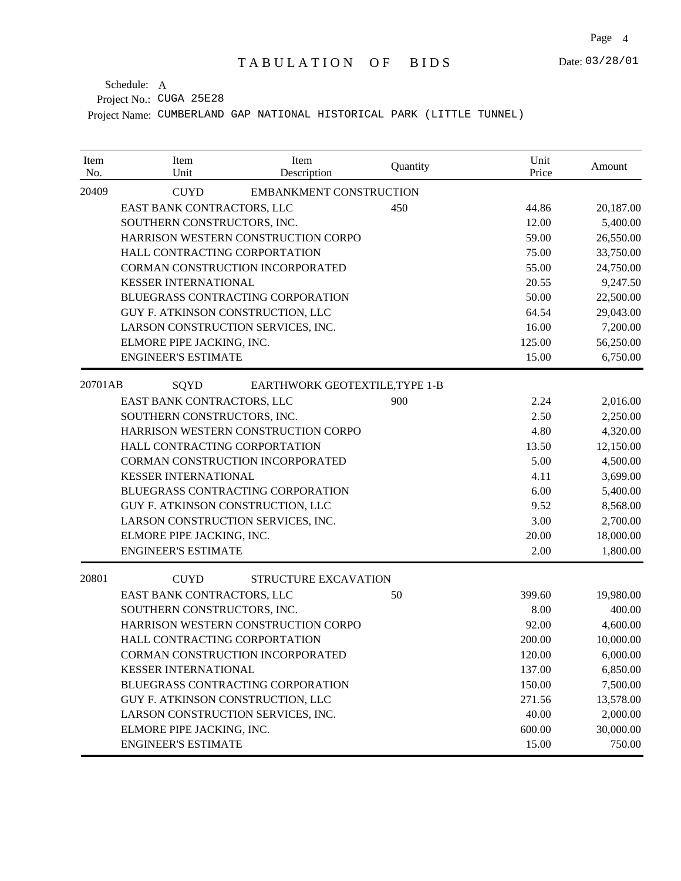# TABULATION OF BIDS

Date: 03/28/01

Schedule: A

Project No.: CUGA 25E28

Project Name: CUMBERLAND GAP NATIONAL HISTORICAL PARK (LITTLE TUNNEL)

| Item No. | Item Unit | Item Description | Quantity | Unit Price | Amount |
|---|---|---|---|---|---|
| 20409 | CUYD | EMBANKMENT CONSTRUCTION | | | |
| | EAST BANK CONTRACTORS, LLC | | 450 | 44.86 | 20,187.00 |
| | SOUTHERN CONSTRUCTORS, INC. | | | 12.00 | 5,400.00 |
| | HARRISON WESTERN CONSTRUCTION CORPO | | | 59.00 | 26,550.00 |
| | HALL CONTRACTING CORPORTATION | | | 75.00 | 33,750.00 |
| | CORMAN CONSTRUCTION INCORPORATED | | | 55.00 | 24,750.00 |
| | KESSER INTERNATIONAL | | | 20.55 | 9,247.50 |
| | BLUEGRASS CONTRACTING CORPORATION | | | 50.00 | 22,500.00 |
| | GUY F. ATKINSON CONSTRUCTION, LLC | | | 64.54 | 29,043.00 |
| | LARSON CONSTRUCTION SERVICES, INC. | | | 16.00 | 7,200.00 |
| | ELMORE PIPE JACKING, INC. | | | 125.00 | 56,250.00 |
| | ENGINEER'S ESTIMATE | | | 15.00 | 6,750.00 |
| 20701AB | SQYD | EARTHWORK GEOTEXTILE,TYPE 1-B | | | |
| | EAST BANK CONTRACTORS, LLC | | 900 | 2.24 | 2,016.00 |
| | SOUTHERN CONSTRUCTORS, INC. | | | 2.50 | 2,250.00 |
| | HARRISON WESTERN CONSTRUCTION CORPO | | | 4.80 | 4,320.00 |
| | HALL CONTRACTING CORPORTATION | | | 13.50 | 12,150.00 |
| | CORMAN CONSTRUCTION INCORPORATED | | | 5.00 | 4,500.00 |
| | KESSER INTERNATIONAL | | | 4.11 | 3,699.00 |
| | BLUEGRASS CONTRACTING CORPORATION | | | 6.00 | 5,400.00 |
| | GUY F. ATKINSON CONSTRUCTION, LLC | | | 9.52 | 8,568.00 |
| | LARSON CONSTRUCTION SERVICES, INC. | | | 3.00 | 2,700.00 |
| | ELMORE PIPE JACKING, INC. | | | 20.00 | 18,000.00 |
| | ENGINEER'S ESTIMATE | | | 2.00 | 1,800.00 |
| 20801 | CUYD | STRUCTURE EXCAVATION | | | |
| | EAST BANK CONTRACTORS, LLC | | 50 | 399.60 | 19,980.00 |
| | SOUTHERN CONSTRUCTORS, INC. | | | 8.00 | 400.00 |
| | HARRISON WESTERN CONSTRUCTION CORPO | | | 92.00 | 4,600.00 |
| | HALL CONTRACTING CORPORTATION | | | 200.00 | 10,000.00 |
| | CORMAN CONSTRUCTION INCORPORATED | | | 120.00 | 6,000.00 |
| | KESSER INTERNATIONAL | | | 137.00 | 6,850.00 |
| | BLUEGRASS CONTRACTING CORPORATION | | | 150.00 | 7,500.00 |
| | GUY F. ATKINSON CONSTRUCTION, LLC | | | 271.56 | 13,578.00 |
| | LARSON CONSTRUCTION SERVICES, INC. | | | 40.00 | 2,000.00 |
| | ELMORE PIPE JACKING, INC. | | | 600.00 | 30,000.00 |
| | ENGINEER'S ESTIMATE | | | 15.00 | 750.00 |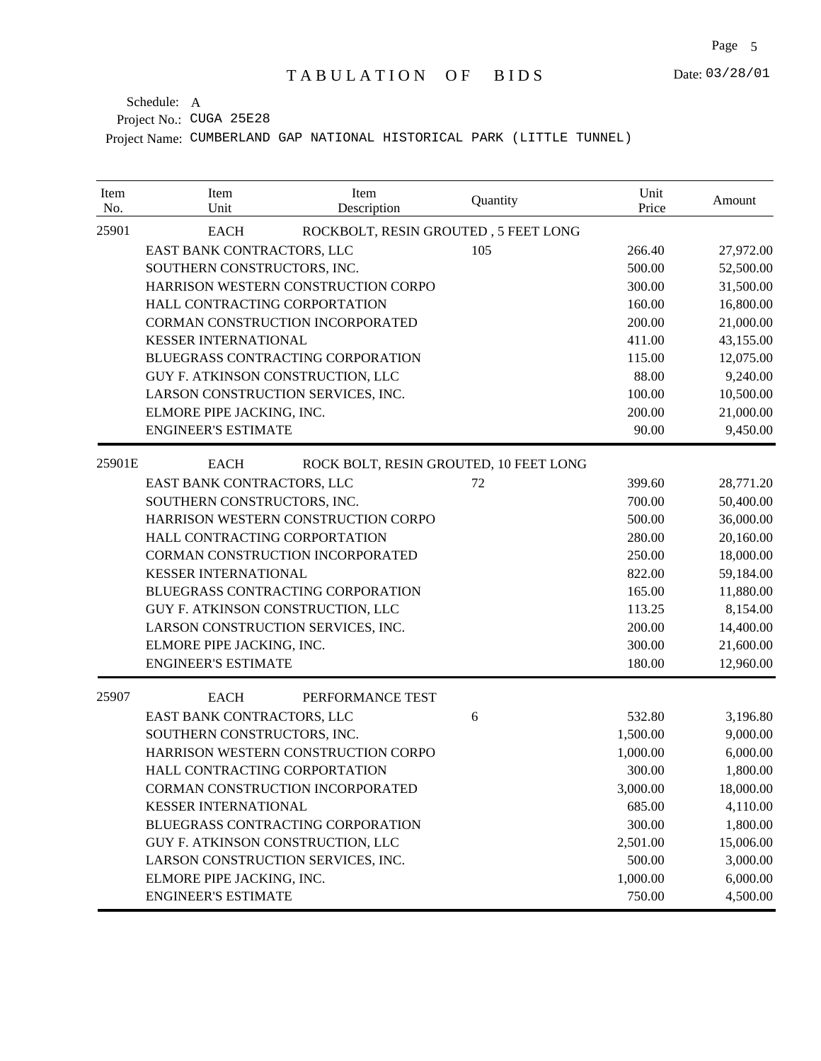# TABULATION OF BIDS

Date: 03/28/01

Schedule: A

Project No.: CUGA 25E28

Project Name: CUMBERLAND GAP NATIONAL HISTORICAL PARK (LITTLE TUNNEL)

| Item No. | Item Unit | Item Description | Quantity | Unit Price | Amount |
|---|---|---|---|---|---|
| 25901 | EACH | ROCKBOLT, RESIN GROUTED , 5 FEET LONG | | | |
| | EAST BANK CONTRACTORS, LLC | | 105 | 266.40 | 27,972.00 |
| | SOUTHERN CONSTRUCTORS, INC. | | | 500.00 | 52,500.00 |
| | HARRISON WESTERN CONSTRUCTION CORPO | | | 300.00 | 31,500.00 |
| | HALL CONTRACTING CORPORTATION | | | 160.00 | 16,800.00 |
| | CORMAN CONSTRUCTION INCORPORATED | | | 200.00 | 21,000.00 |
| | KESSER INTERNATIONAL | | | 411.00 | 43,155.00 |
| | BLUEGRASS CONTRACTING CORPORATION | | | 115.00 | 12,075.00 |
| | GUY F. ATKINSON CONSTRUCTION, LLC | | | 88.00 | 9,240.00 |
| | LARSON CONSTRUCTION SERVICES, INC. | | | 100.00 | 10,500.00 |
| | ELMORE PIPE JACKING, INC. | | | 200.00 | 21,000.00 |
| | ENGINEER'S ESTIMATE | | | 90.00 | 9,450.00 |
| 25901E | EACH | ROCK BOLT, RESIN GROUTED, 10 FEET LONG | | | |
| | EAST BANK CONTRACTORS, LLC | | 72 | 399.60 | 28,771.20 |
| | SOUTHERN CONSTRUCTORS, INC. | | | 700.00 | 50,400.00 |
| | HARRISON WESTERN CONSTRUCTION CORPO | | | 500.00 | 36,000.00 |
| | HALL CONTRACTING CORPORTATION | | | 280.00 | 20,160.00 |
| | CORMAN CONSTRUCTION INCORPORATED | | | 250.00 | 18,000.00 |
| | KESSER INTERNATIONAL | | | 822.00 | 59,184.00 |
| | BLUEGRASS CONTRACTING CORPORATION | | | 165.00 | 11,880.00 |
| | GUY F. ATKINSON CONSTRUCTION, LLC | | | 113.25 | 8,154.00 |
| | LARSON CONSTRUCTION SERVICES, INC. | | | 200.00 | 14,400.00 |
| | ELMORE PIPE JACKING, INC. | | | 300.00 | 21,600.00 |
| | ENGINEER'S ESTIMATE | | | 180.00 | 12,960.00 |
| 25907 | EACH | PERFORMANCE TEST | | | |
| | EAST BANK CONTRACTORS, LLC | | 6 | 532.80 | 3,196.80 |
| | SOUTHERN CONSTRUCTORS, INC. | | | 1,500.00 | 9,000.00 |
| | HARRISON WESTERN CONSTRUCTION CORPO | | | 1,000.00 | 6,000.00 |
| | HALL CONTRACTING CORPORTATION | | | 300.00 | 1,800.00 |
| | CORMAN CONSTRUCTION INCORPORATED | | | 3,000.00 | 18,000.00 |
| | KESSER INTERNATIONAL | | | 685.00 | 4,110.00 |
| | BLUEGRASS CONTRACTING CORPORATION | | | 300.00 | 1,800.00 |
| | GUY F. ATKINSON CONSTRUCTION, LLC | | | 2,501.00 | 15,006.00 |
| | LARSON CONSTRUCTION SERVICES, INC. | | | 500.00 | 3,000.00 |
| | ELMORE PIPE JACKING, INC. | | | 1,000.00 | 6,000.00 |
| | ENGINEER'S ESTIMATE | | | 750.00 | 4,500.00 |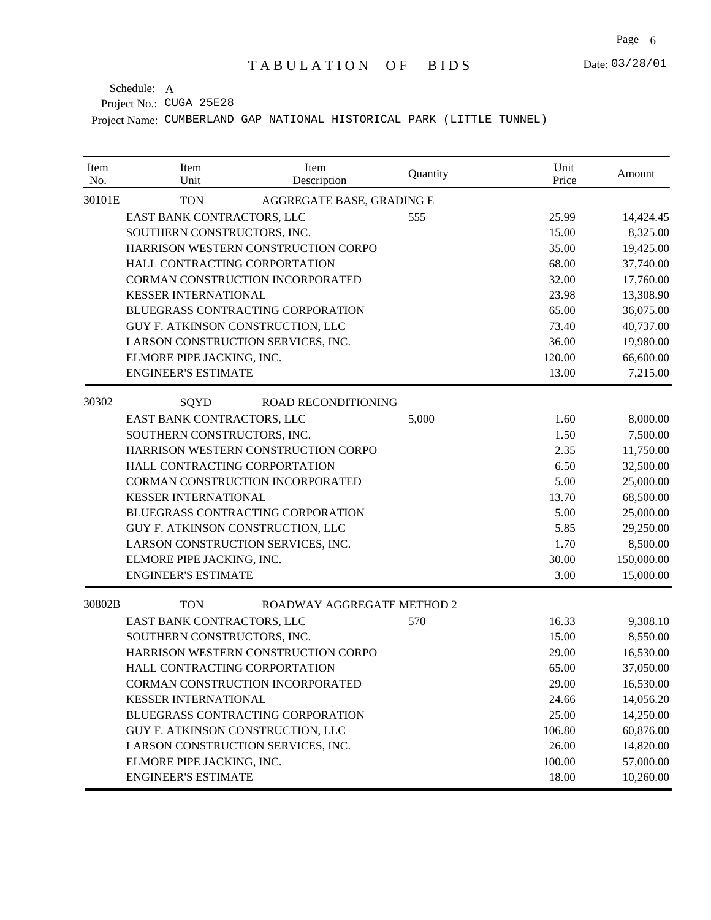# TABULATION OF BIDS

Date: 03/28/01

Schedule: A

Project No.: CUGA 25E28

Project Name: CUMBERLAND GAP NATIONAL HISTORICAL PARK (LITTLE TUNNEL)

| Item No. | Item Unit | Item Description | Quantity | Unit Price | Amount |
|---|---|---|---|---|---|
| 30101E | TON | AGGREGATE BASE, GRADING E | | | |
| | EAST BANK CONTRACTORS, LLC | | 555 | 25.99 | 14,424.45 |
| | SOUTHERN CONSTRUCTORS, INC. | | | 15.00 | 8,325.00 |
| | HARRISON WESTERN CONSTRUCTION CORPO | | | 35.00 | 19,425.00 |
| | HALL CONTRACTING CORPORTATION | | | 68.00 | 37,740.00 |
| | CORMAN CONSTRUCTION INCORPORATED | | | 32.00 | 17,760.00 |
| | KESSER INTERNATIONAL | | | 23.98 | 13,308.90 |
| | BLUEGRASS CONTRACTING CORPORATION | | | 65.00 | 36,075.00 |
| | GUY F. ATKINSON CONSTRUCTION, LLC | | | 73.40 | 40,737.00 |
| | LARSON CONSTRUCTION SERVICES, INC. | | | 36.00 | 19,980.00 |
| | ELMORE PIPE JACKING, INC. | | | 120.00 | 66,600.00 |
| | ENGINEER'S ESTIMATE | | | 13.00 | 7,215.00 |
| 30302 | SQYD | ROAD RECONDITIONING | | | |
| | EAST BANK CONTRACTORS, LLC | | 5,000 | 1.60 | 8,000.00 |
| | SOUTHERN CONSTRUCTORS, INC. | | | 1.50 | 7,500.00 |
| | HARRISON WESTERN CONSTRUCTION CORPO | | | 2.35 | 11,750.00 |
| | HALL CONTRACTING CORPORTATION | | | 6.50 | 32,500.00 |
| | CORMAN CONSTRUCTION INCORPORATED | | | 5.00 | 25,000.00 |
| | KESSER INTERNATIONAL | | | 13.70 | 68,500.00 |
| | BLUEGRASS CONTRACTING CORPORATION | | | 5.00 | 25,000.00 |
| | GUY F. ATKINSON CONSTRUCTION, LLC | | | 5.85 | 29,250.00 |
| | LARSON CONSTRUCTION SERVICES, INC. | | | 1.70 | 8,500.00 |
| | ELMORE PIPE JACKING, INC. | | | 30.00 | 150,000.00 |
| | ENGINEER'S ESTIMATE | | | 3.00 | 15,000.00 |
| 30802B | TON | ROADWAY AGGREGATE METHOD 2 | | | |
| | EAST BANK CONTRACTORS, LLC | | 570 | 16.33 | 9,308.10 |
| | SOUTHERN CONSTRUCTORS, INC. | | | 15.00 | 8,550.00 |
| | HARRISON WESTERN CONSTRUCTION CORPO | | | 29.00 | 16,530.00 |
| | HALL CONTRACTING CORPORTATION | | | 65.00 | 37,050.00 |
| | CORMAN CONSTRUCTION INCORPORATED | | | 29.00 | 16,530.00 |
| | KESSER INTERNATIONAL | | | 24.66 | 14,056.20 |
| | BLUEGRASS CONTRACTING CORPORATION | | | 25.00 | 14,250.00 |
| | GUY F. ATKINSON CONSTRUCTION, LLC | | | 106.80 | 60,876.00 |
| | LARSON CONSTRUCTION SERVICES, INC. | | | 26.00 | 14,820.00 |
| | ELMORE PIPE JACKING, INC. | | | 100.00 | 57,000.00 |
| | ENGINEER'S ESTIMATE | | | 18.00 | 10,260.00 |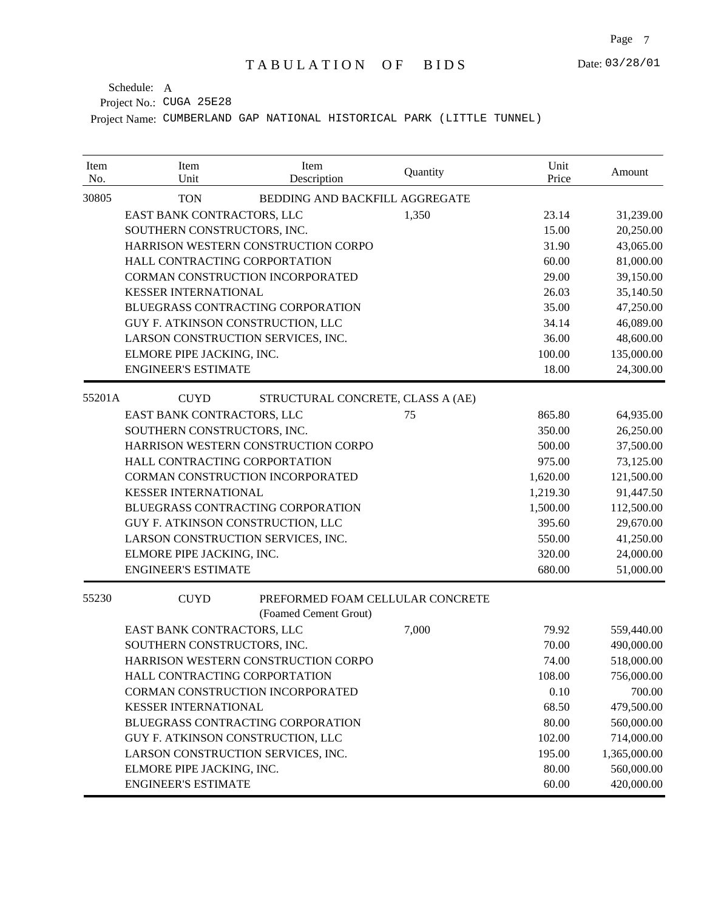# TABULATION OF BIDS

Date: 03/28/01

Schedule: A

Project No.: CUGA 25E28

Project Name: CUMBERLAND GAP NATIONAL HISTORICAL PARK (LITTLE TUNNEL)

| Item No. | Item Unit | Item Description | Quantity | Unit Price | Amount |
|---|---|---|---|---|---|
| 30805 | TON | BEDDING AND BACKFILL AGGREGATE | | | |
| | EAST BANK CONTRACTORS, LLC | | 1,350 | 23.14 | 31,239.00 |
| | SOUTHERN CONSTRUCTORS, INC. | | | 15.00 | 20,250.00 |
| | HARRISON WESTERN CONSTRUCTION CORPO | | | 31.90 | 43,065.00 |
| | HALL CONTRACTING CORPORTATION | | | 60.00 | 81,000.00 |
| | CORMAN CONSTRUCTION INCORPORATED | | | 29.00 | 39,150.00 |
| | KESSER INTERNATIONAL | | | 26.03 | 35,140.50 |
| | BLUEGRASS CONTRACTING CORPORATION | | | 35.00 | 47,250.00 |
| | GUY F. ATKINSON CONSTRUCTION, LLC | | | 34.14 | 46,089.00 |
| | LARSON CONSTRUCTION SERVICES, INC. | | | 36.00 | 48,600.00 |
| | ELMORE PIPE JACKING, INC. | | | 100.00 | 135,000.00 |
| | ENGINEER'S ESTIMATE | | | 18.00 | 24,300.00 |
| 55201A | CUYD | STRUCTURAL CONCRETE, CLASS A (AE) | | | |
| | EAST BANK CONTRACTORS, LLC | | 75 | 865.80 | 64,935.00 |
| | SOUTHERN CONSTRUCTORS, INC. | | | 350.00 | 26,250.00 |
| | HARRISON WESTERN CONSTRUCTION CORPO | | | 500.00 | 37,500.00 |
| | HALL CONTRACTING CORPORTATION | | | 975.00 | 73,125.00 |
| | CORMAN CONSTRUCTION INCORPORATED | | | 1,620.00 | 121,500.00 |
| | KESSER INTERNATIONAL | | | 1,219.30 | 91,447.50 |
| | BLUEGRASS CONTRACTING CORPORATION | | | 1,500.00 | 112,500.00 |
| | GUY F. ATKINSON CONSTRUCTION, LLC | | | 395.60 | 29,670.00 |
| | LARSON CONSTRUCTION SERVICES, INC. | | | 550.00 | 41,250.00 |
| | ELMORE PIPE JACKING, INC. | | | 320.00 | 24,000.00 |
| | ENGINEER'S ESTIMATE | | | 680.00 | 51,000.00 |
| 55230 | CUYD | PREFORMED FOAM CELLULAR CONCRETE (Foamed Cement Grout) | | | |
| | EAST BANK CONTRACTORS, LLC | | 7,000 | 79.92 | 559,440.00 |
| | SOUTHERN CONSTRUCTORS, INC. | | | 70.00 | 490,000.00 |
| | HARRISON WESTERN CONSTRUCTION CORPO | | | 74.00 | 518,000.00 |
| | HALL CONTRACTING CORPORTATION | | | 108.00 | 756,000.00 |
| | CORMAN CONSTRUCTION INCORPORATED | | | 0.10 | 700.00 |
| | KESSER INTERNATIONAL | | | 68.50 | 479,500.00 |
| | BLUEGRASS CONTRACTING CORPORATION | | | 80.00 | 560,000.00 |
| | GUY F. ATKINSON CONSTRUCTION, LLC | | | 102.00 | 714,000.00 |
| | LARSON CONSTRUCTION SERVICES, INC. | | | 195.00 | 1,365,000.00 |
| | ELMORE PIPE JACKING, INC. | | | 80.00 | 560,000.00 |
| | ENGINEER'S ESTIMATE | | | 60.00 | 420,000.00 |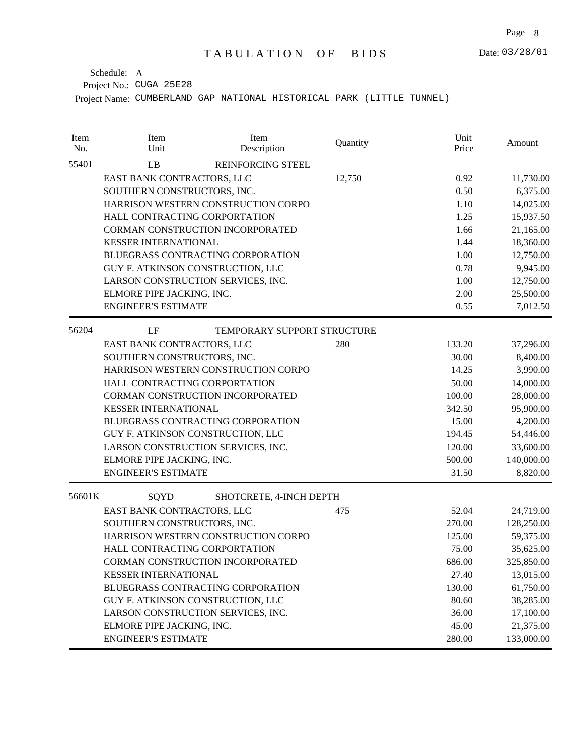# TABULATION OF BIDS

Date: 03/28/01

Schedule: A

Project No.: CUGA 25E28

Project Name: CUMBERLAND GAP NATIONAL HISTORICAL PARK (LITTLE TUNNEL)

| Item No. | Item Unit | Item Description | Quantity | Unit Price | Amount |
|---|---|---|---|---|---|
| 55401 | LB | REINFORCING STEEL | | | |
| | EAST BANK CONTRACTORS, LLC | | 12,750 | 0.92 | 11,730.00 |
| | SOUTHERN CONSTRUCTORS, INC. | | | 0.50 | 6,375.00 |
| | HARRISON WESTERN CONSTRUCTION CORPO | | | 1.10 | 14,025.00 |
| | HALL CONTRACTING CORPORTATION | | | 1.25 | 15,937.50 |
| | CORMAN CONSTRUCTION INCORPORATED | | | 1.66 | 21,165.00 |
| | KESSER INTERNATIONAL | | | 1.44 | 18,360.00 |
| | BLUEGRASS CONTRACTING CORPORATION | | | 1.00 | 12,750.00 |
| | GUY F. ATKINSON CONSTRUCTION, LLC | | | 0.78 | 9,945.00 |
| | LARSON CONSTRUCTION SERVICES, INC. | | | 1.00 | 12,750.00 |
| | ELMORE PIPE JACKING, INC. | | | 2.00 | 25,500.00 |
| | ENGINEER'S ESTIMATE | | | 0.55 | 7,012.50 |
| 56204 | LF | TEMPORARY SUPPORT STRUCTURE | | | |
| | EAST BANK CONTRACTORS, LLC | | 280 | 133.20 | 37,296.00 |
| | SOUTHERN CONSTRUCTORS, INC. | | | 30.00 | 8,400.00 |
| | HARRISON WESTERN CONSTRUCTION CORPO | | | 14.25 | 3,990.00 |
| | HALL CONTRACTING CORPORTATION | | | 50.00 | 14,000.00 |
| | CORMAN CONSTRUCTION INCORPORATED | | | 100.00 | 28,000.00 |
| | KESSER INTERNATIONAL | | | 342.50 | 95,900.00 |
| | BLUEGRASS CONTRACTING CORPORATION | | | 15.00 | 4,200.00 |
| | GUY F. ATKINSON CONSTRUCTION, LLC | | | 194.45 | 54,446.00 |
| | LARSON CONSTRUCTION SERVICES, INC. | | | 120.00 | 33,600.00 |
| | ELMORE PIPE JACKING, INC. | | | 500.00 | 140,000.00 |
| | ENGINEER'S ESTIMATE | | | 31.50 | 8,820.00 |
| 56601K | SQYD | SHOTCRETE, 4-INCH DEPTH | | | |
| | EAST BANK CONTRACTORS, LLC | | 475 | 52.04 | 24,719.00 |
| | SOUTHERN CONSTRUCTORS, INC. | | | 270.00 | 128,250.00 |
| | HARRISON WESTERN CONSTRUCTION CORPO | | | 125.00 | 59,375.00 |
| | HALL CONTRACTING CORPORTATION | | | 75.00 | 35,625.00 |
| | CORMAN CONSTRUCTION INCORPORATED | | | 686.00 | 325,850.00 |
| | KESSER INTERNATIONAL | | | 27.40 | 13,015.00 |
| | BLUEGRASS CONTRACTING CORPORATION | | | 130.00 | 61,750.00 |
| | GUY F. ATKINSON CONSTRUCTION, LLC | | | 80.60 | 38,285.00 |
| | LARSON CONSTRUCTION SERVICES, INC. | | | 36.00 | 17,100.00 |
| | ELMORE PIPE JACKING, INC. | | | 45.00 | 21,375.00 |
| | ENGINEER'S ESTIMATE | | | 280.00 | 133,000.00 |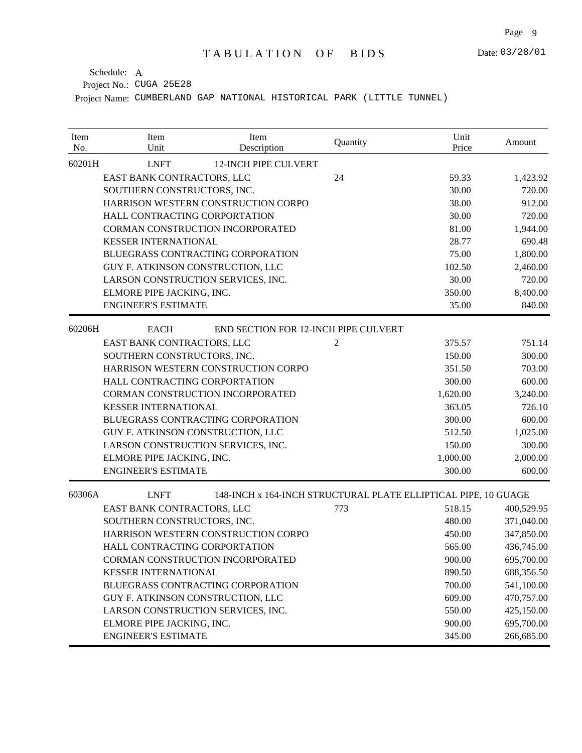# TABULATION OF BIDS

Date: 03/28/01

Schedule: A

Project No.: CUGA 25E28

Project Name: CUMBERLAND GAP NATIONAL HISTORICAL PARK (LITTLE TUNNEL)

| Item No. | Item Unit | Item Description | Quantity | Unit Price | Amount |
|---|---|---|---|---|---|
| 60201H | LNFT | 12-INCH PIPE CULVERT | | | |
| | EAST BANK CONTRACTORS, LLC | | 24 | 59.33 | 1,423.92 |
| | SOUTHERN CONSTRUCTORS, INC. | | | 30.00 | 720.00 |
| | HARRISON WESTERN CONSTRUCTION CORPO | | | 38.00 | 912.00 |
| | HALL CONTRACTING CORPORTATION | | | 30.00 | 720.00 |
| | CORMAN CONSTRUCTION INCORPORATED | | | 81.00 | 1,944.00 |
| | KESSER INTERNATIONAL | | | 28.77 | 690.48 |
| | BLUEGRASS CONTRACTING CORPORATION | | | 75.00 | 1,800.00 |
| | GUY F. ATKINSON CONSTRUCTION, LLC | | | 102.50 | 2,460.00 |
| | LARSON CONSTRUCTION SERVICES, INC. | | | 30.00 | 720.00 |
| | ELMORE PIPE JACKING, INC. | | | 350.00 | 8,400.00 |
| | ENGINEER'S ESTIMATE | | | 35.00 | 840.00 |
| 60206H | EACH | END SECTION FOR 12-INCH PIPE CULVERT | | | |
| | EAST BANK CONTRACTORS, LLC | | 2 | 375.57 | 751.14 |
| | SOUTHERN CONSTRUCTORS, INC. | | | 150.00 | 300.00 |
| | HARRISON WESTERN CONSTRUCTION CORPO | | | 351.50 | 703.00 |
| | HALL CONTRACTING CORPORTATION | | | 300.00 | 600.00 |
| | CORMAN CONSTRUCTION INCORPORATED | | | 1,620.00 | 3,240.00 |
| | KESSER INTERNATIONAL | | | 363.05 | 726.10 |
| | BLUEGRASS CONTRACTING CORPORATION | | | 300.00 | 600.00 |
| | GUY F. ATKINSON CONSTRUCTION, LLC | | | 512.50 | 1,025.00 |
| | LARSON CONSTRUCTION SERVICES, INC. | | | 150.00 | 300.00 |
| | ELMORE PIPE JACKING, INC. | | | 1,000.00 | 2,000.00 |
| | ENGINEER'S ESTIMATE | | | 300.00 | 600.00 |
| 60306A | LNFT | 148-INCH x 164-INCH STRUCTURAL PLATE ELLIPTICAL PIPE, 10 GUAGE | | | |
| | EAST BANK CONTRACTORS, LLC | | 773 | 518.15 | 400,529.95 |
| | SOUTHERN CONSTRUCTORS, INC. | | | 480.00 | 371,040.00 |
| | HARRISON WESTERN CONSTRUCTION CORPO | | | 450.00 | 347,850.00 |
| | HALL CONTRACTING CORPORTATION | | | 565.00 | 436,745.00 |
| | CORMAN CONSTRUCTION INCORPORATED | | | 900.00 | 695,700.00 |
| | KESSER INTERNATIONAL | | | 890.50 | 688,356.50 |
| | BLUEGRASS CONTRACTING CORPORATION | | | 700.00 | 541,100.00 |
| | GUY F. ATKINSON CONSTRUCTION, LLC | | | 609.00 | 470,757.00 |
| | LARSON CONSTRUCTION SERVICES, INC. | | | 550.00 | 425,150.00 |
| | ELMORE PIPE JACKING, INC. | | | 900.00 | 695,700.00 |
| | ENGINEER'S ESTIMATE | | | 345.00 | 266,685.00 |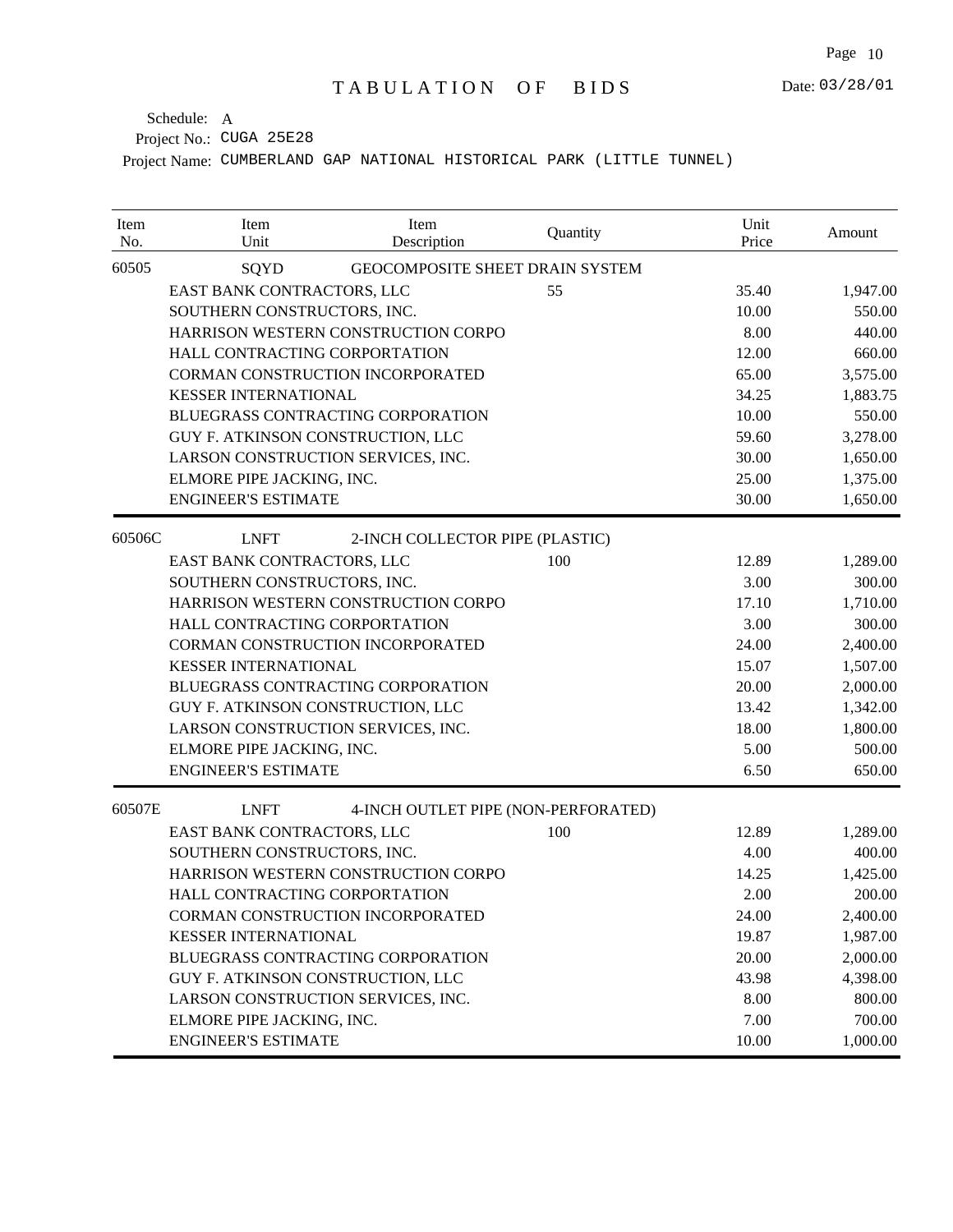# TABULATION OF BIDS

Date: 03/28/01

Schedule: A

Project No.: CUGA 25E28

Project Name: CUMBERLAND GAP NATIONAL HISTORICAL PARK (LITTLE TUNNEL)

| Item No. | Item Unit | Item Description | Quantity | Unit Price | Amount |
|---|---|---|---|---|---|
| 60505 | SQYD | GEOCOMPOSITE SHEET DRAIN SYSTEM | | | |
| | EAST BANK CONTRACTORS, LLC | | 55 | 35.40 | 1,947.00 |
| | SOUTHERN CONSTRUCTORS, INC. | | | 10.00 | 550.00 |
| | HARRISON WESTERN CONSTRUCTION CORPO | | | 8.00 | 440.00 |
| | HALL CONTRACTING CORPORTATION | | | 12.00 | 660.00 |
| | CORMAN CONSTRUCTION INCORPORATED | | | 65.00 | 3,575.00 |
| | KESSER INTERNATIONAL | | | 34.25 | 1,883.75 |
| | BLUEGRASS CONTRACTING CORPORATION | | | 10.00 | 550.00 |
| | GUY F. ATKINSON CONSTRUCTION, LLC | | | 59.60 | 3,278.00 |
| | LARSON CONSTRUCTION SERVICES, INC. | | | 30.00 | 1,650.00 |
| | ELMORE PIPE JACKING, INC. | | | 25.00 | 1,375.00 |
| | ENGINEER'S ESTIMATE | | | 30.00 | 1,650.00 |
| 60506C | LNFT | 2-INCH COLLECTOR PIPE (PLASTIC) | | | |
| | EAST BANK CONTRACTORS, LLC | | 100 | 12.89 | 1,289.00 |
| | SOUTHERN CONSTRUCTORS, INC. | | | 3.00 | 300.00 |
| | HARRISON WESTERN CONSTRUCTION CORPO | | | 17.10 | 1,710.00 |
| | HALL CONTRACTING CORPORTATION | | | 3.00 | 300.00 |
| | CORMAN CONSTRUCTION INCORPORATED | | | 24.00 | 2,400.00 |
| | KESSER INTERNATIONAL | | | 15.07 | 1,507.00 |
| | BLUEGRASS CONTRACTING CORPORATION | | | 20.00 | 2,000.00 |
| | GUY F. ATKINSON CONSTRUCTION, LLC | | | 13.42 | 1,342.00 |
| | LARSON CONSTRUCTION SERVICES, INC. | | | 18.00 | 1,800.00 |
| | ELMORE PIPE JACKING, INC. | | | 5.00 | 500.00 |
| | ENGINEER'S ESTIMATE | | | 6.50 | 650.00 |
| 60507E | LNFT | 4-INCH OUTLET PIPE (NON-PERFORATED) | | | |
| | EAST BANK CONTRACTORS, LLC | | 100 | 12.89 | 1,289.00 |
| | SOUTHERN CONSTRUCTORS, INC. | | | 4.00 | 400.00 |
| | HARRISON WESTERN CONSTRUCTION CORPO | | | 14.25 | 1,425.00 |
| | HALL CONTRACTING CORPORTATION | | | 2.00 | 200.00 |
| | CORMAN CONSTRUCTION INCORPORATED | | | 24.00 | 2,400.00 |
| | KESSER INTERNATIONAL | | | 19.87 | 1,987.00 |
| | BLUEGRASS CONTRACTING CORPORATION | | | 20.00 | 2,000.00 |
| | GUY F. ATKINSON CONSTRUCTION, LLC | | | 43.98 | 4,398.00 |
| | LARSON CONSTRUCTION SERVICES, INC. | | | 8.00 | 800.00 |
| | ELMORE PIPE JACKING, INC. | | | 7.00 | 700.00 |
| | ENGINEER'S ESTIMATE | | | 10.00 | 1,000.00 |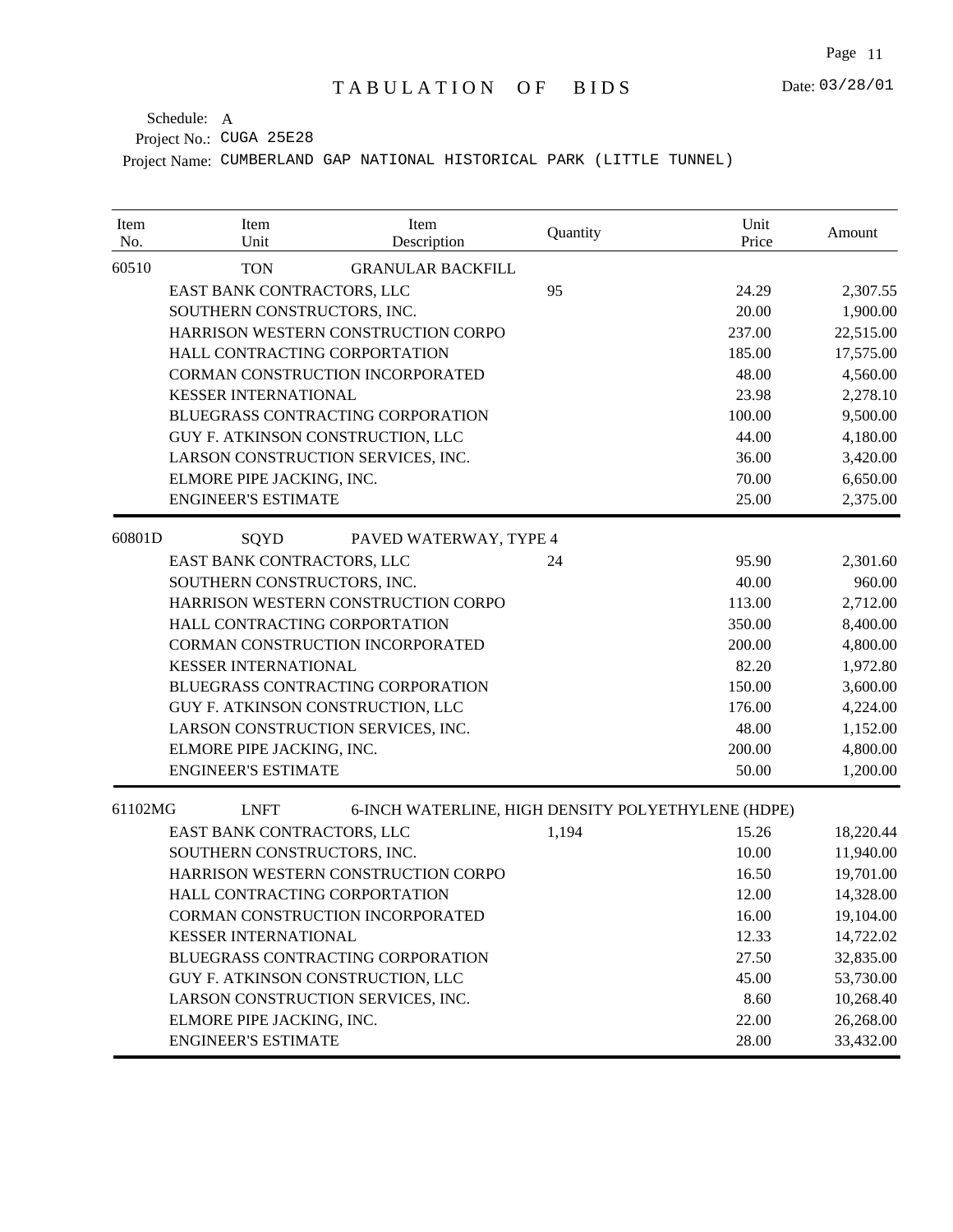# TABULATION OF BIDS

Date: 03/28/01

Schedule: A

Project No.: CUGA 25E28

Project Name: CUMBERLAND GAP NATIONAL HISTORICAL PARK (LITTLE TUNNEL)

| Item No. | Item Unit | Item Description | Quantity | Unit Price | Amount |
|---|---|---|---|---|---|
| 60510 | TON | GRANULAR BACKFILL | | | |
| | EAST BANK CONTRACTORS, LLC | | 95 | 24.29 | 2,307.55 |
| | SOUTHERN CONSTRUCTORS, INC. | | | 20.00 | 1,900.00 |
| | HARRISON WESTERN CONSTRUCTION CORPO | | | 237.00 | 22,515.00 |
| | HALL CONTRACTING CORPORTATION | | | 185.00 | 17,575.00 |
| | CORMAN CONSTRUCTION INCORPORATED | | | 48.00 | 4,560.00 |
| | KESSER INTERNATIONAL | | | 23.98 | 2,278.10 |
| | BLUEGRASS CONTRACTING CORPORATION | | | 100.00 | 9,500.00 |
| | GUY F. ATKINSON CONSTRUCTION, LLC | | | 44.00 | 4,180.00 |
| | LARSON CONSTRUCTION SERVICES, INC. | | | 36.00 | 3,420.00 |
| | ELMORE PIPE JACKING, INC. | | | 70.00 | 6,650.00 |
| | ENGINEER'S ESTIMATE | | | 25.00 | 2,375.00 |
| 60801D | SQYD | PAVED WATERWAY, TYPE 4 | | | |
| | EAST BANK CONTRACTORS, LLC | | 24 | 95.90 | 2,301.60 |
| | SOUTHERN CONSTRUCTORS, INC. | | | 40.00 | 960.00 |
| | HARRISON WESTERN CONSTRUCTION CORPO | | | 113.00 | 2,712.00 |
| | HALL CONTRACTING CORPORTATION | | | 350.00 | 8,400.00 |
| | CORMAN CONSTRUCTION INCORPORATED | | | 200.00 | 4,800.00 |
| | KESSER INTERNATIONAL | | | 82.20 | 1,972.80 |
| | BLUEGRASS CONTRACTING CORPORATION | | | 150.00 | 3,600.00 |
| | GUY F. ATKINSON CONSTRUCTION, LLC | | | 176.00 | 4,224.00 |
| | LARSON CONSTRUCTION SERVICES, INC. | | | 48.00 | 1,152.00 |
| | ELMORE PIPE JACKING, INC. | | | 200.00 | 4,800.00 |
| | ENGINEER'S ESTIMATE | | | 50.00 | 1,200.00 |
| 61102MG | LNFT | 6-INCH WATERLINE, HIGH DENSITY POLYETHYLENE (HDPE) | | | |
| | EAST BANK CONTRACTORS, LLC | | 1,194 | 15.26 | 18,220.44 |
| | SOUTHERN CONSTRUCTORS, INC. | | | 10.00 | 11,940.00 |
| | HARRISON WESTERN CONSTRUCTION CORPO | | | 16.50 | 19,701.00 |
| | HALL CONTRACTING CORPORTATION | | | 12.00 | 14,328.00 |
| | CORMAN CONSTRUCTION INCORPORATED | | | 16.00 | 19,104.00 |
| | KESSER INTERNATIONAL | | | 12.33 | 14,722.02 |
| | BLUEGRASS CONTRACTING CORPORATION | | | 27.50 | 32,835.00 |
| | GUY F. ATKINSON CONSTRUCTION, LLC | | | 45.00 | 53,730.00 |
| | LARSON CONSTRUCTION SERVICES, INC. | | | 8.60 | 10,268.40 |
| | ELMORE PIPE JACKING, INC. | | | 22.00 | 26,268.00 |
| | ENGINEER'S ESTIMATE | | | 28.00 | 33,432.00 |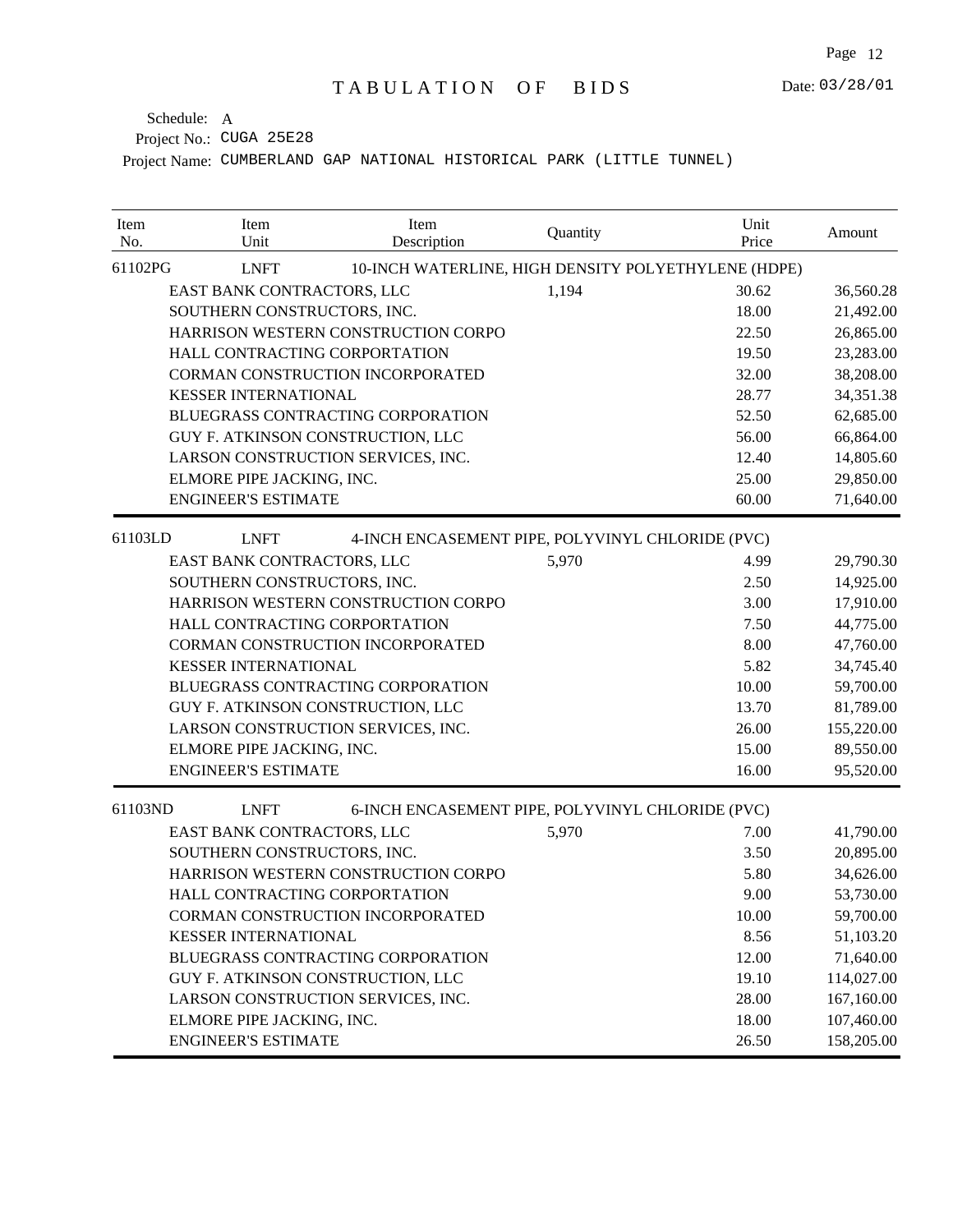# TABULATION OF BIDS

Date: 03/28/01

Schedule: A

Project No.: CUGA 25E28

Project Name: CUMBERLAND GAP NATIONAL HISTORICAL PARK (LITTLE TUNNEL)

| Item No. | Item Unit | Item Description | Quantity | Unit Price | Amount |
|---|---|---|---|---|---|
| 61102PG | LNFT | 10-INCH WATERLINE, HIGH DENSITY POLYETHYLENE (HDPE) | | | |
| | EAST BANK CONTRACTORS, LLC | | 1,194 | 30.62 | 36,560.28 |
| | SOUTHERN CONSTRUCTORS, INC. | | | 18.00 | 21,492.00 |
| | HARRISON WESTERN CONSTRUCTION CORPO | | | 22.50 | 26,865.00 |
| | HALL CONTRACTING CORPORTATION | | | 19.50 | 23,283.00 |
| | CORMAN CONSTRUCTION INCORPORATED | | | 32.00 | 38,208.00 |
| | KESSER INTERNATIONAL | | | 28.77 | 34,351.38 |
| | BLUEGRASS CONTRACTING CORPORATION | | | 52.50 | 62,685.00 |
| | GUY F. ATKINSON CONSTRUCTION, LLC | | | 56.00 | 66,864.00 |
| | LARSON CONSTRUCTION SERVICES, INC. | | | 12.40 | 14,805.60 |
| | ELMORE PIPE JACKING, INC. | | | 25.00 | 29,850.00 |
| | ENGINEER'S ESTIMATE | | | 60.00 | 71,640.00 |
| 61103LD | LNFT | 4-INCH ENCASEMENT PIPE, POLYVINYL CHLORIDE (PVC) | | | |
| | EAST BANK CONTRACTORS, LLC | | 5,970 | 4.99 | 29,790.30 |
| | SOUTHERN CONSTRUCTORS, INC. | | | 2.50 | 14,925.00 |
| | HARRISON WESTERN CONSTRUCTION CORPO | | | 3.00 | 17,910.00 |
| | HALL CONTRACTING CORPORTATION | | | 7.50 | 44,775.00 |
| | CORMAN CONSTRUCTION INCORPORATED | | | 8.00 | 47,760.00 |
| | KESSER INTERNATIONAL | | | 5.82 | 34,745.40 |
| | BLUEGRASS CONTRACTING CORPORATION | | | 10.00 | 59,700.00 |
| | GUY F. ATKINSON CONSTRUCTION, LLC | | | 13.70 | 81,789.00 |
| | LARSON CONSTRUCTION SERVICES, INC. | | | 26.00 | 155,220.00 |
| | ELMORE PIPE JACKING, INC. | | | 15.00 | 89,550.00 |
| | ENGINEER'S ESTIMATE | | | 16.00 | 95,520.00 |
| 61103ND | LNFT | 6-INCH ENCASEMENT PIPE, POLYVINYL CHLORIDE (PVC) | | | |
| | EAST BANK CONTRACTORS, LLC | | 5,970 | 7.00 | 41,790.00 |
| | SOUTHERN CONSTRUCTORS, INC. | | | 3.50 | 20,895.00 |
| | HARRISON WESTERN CONSTRUCTION CORPO | | | 5.80 | 34,626.00 |
| | HALL CONTRACTING CORPORTATION | | | 9.00 | 53,730.00 |
| | CORMAN CONSTRUCTION INCORPORATED | | | 10.00 | 59,700.00 |
| | KESSER INTERNATIONAL | | | 8.56 | 51,103.20 |
| | BLUEGRASS CONTRACTING CORPORATION | | | 12.00 | 71,640.00 |
| | GUY F. ATKINSON CONSTRUCTION, LLC | | | 19.10 | 114,027.00 |
| | LARSON CONSTRUCTION SERVICES, INC. | | | 28.00 | 167,160.00 |
| | ELMORE PIPE JACKING, INC. | | | 18.00 | 107,460.00 |
| | ENGINEER'S ESTIMATE | | | 26.50 | 158,205.00 |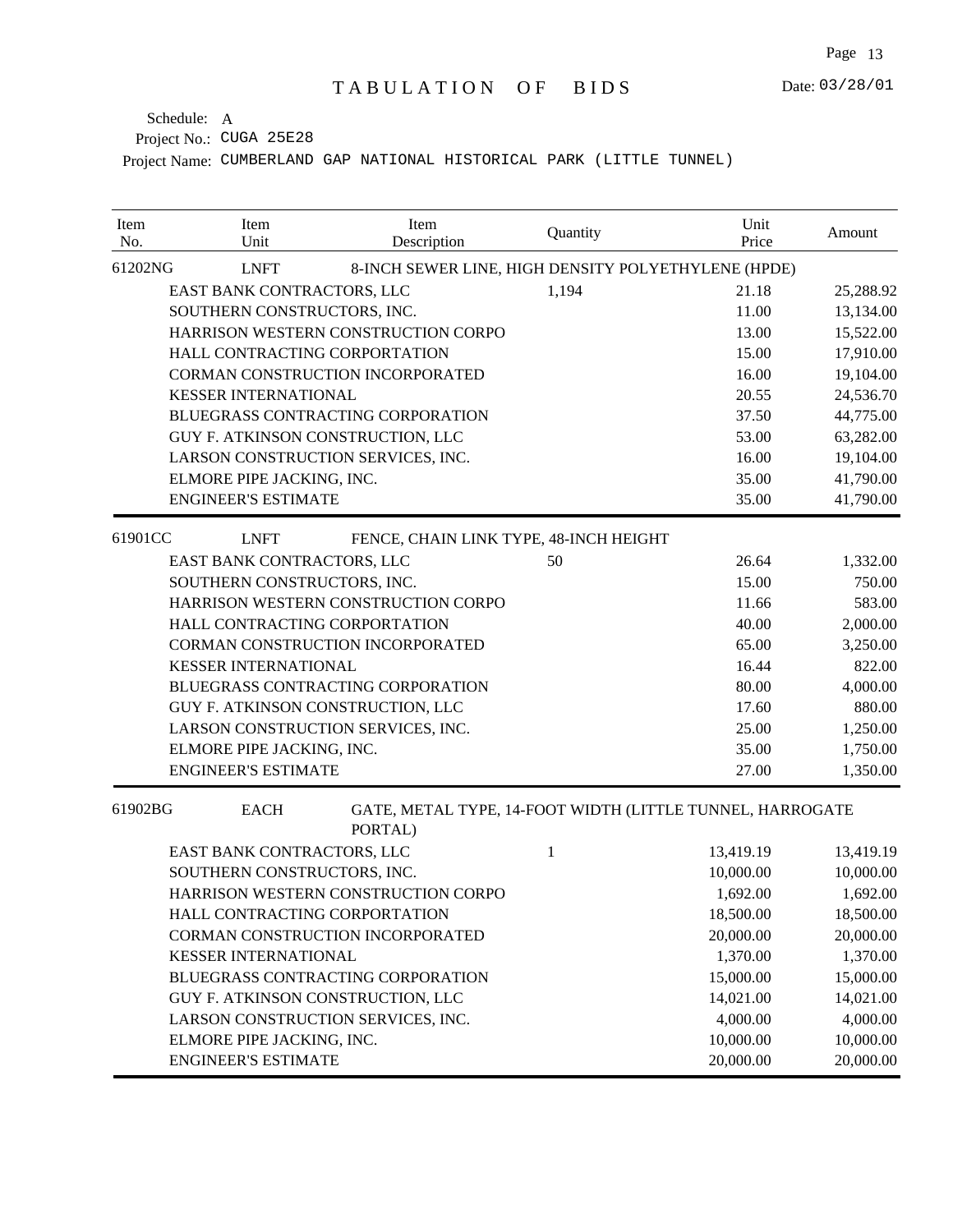# TABULATION OF BIDS

Date: 03/28/01

Schedule: A
Project No.: CUGA 25E28
Project Name: CUMBERLAND GAP NATIONAL HISTORICAL PARK (LITTLE TUNNEL)

| Item No. | Item Unit | Item Description | Quantity | Unit Price | Amount |
|---|---|---|---|---|---|
| 61202NG | LNFT | 8-INCH SEWER LINE, HIGH DENSITY POLYETHYLENE (HPDE) | | | |
| | EAST BANK CONTRACTORS, LLC | | 1,194 | 21.18 | 25,288.92 |
| | SOUTHERN CONSTRUCTORS, INC. | | | 11.00 | 13,134.00 |
| | HARRISON WESTERN CONSTRUCTION CORPO | | | 13.00 | 15,522.00 |
| | HALL CONTRACTING CORPORTATION | | | 15.00 | 17,910.00 |
| | CORMAN CONSTRUCTION INCORPORATED | | | 16.00 | 19,104.00 |
| | KESSER INTERNATIONAL | | | 20.55 | 24,536.70 |
| | BLUEGRASS CONTRACTING CORPORATION | | | 37.50 | 44,775.00 |
| | GUY F. ATKINSON CONSTRUCTION, LLC | | | 53.00 | 63,282.00 |
| | LARSON CONSTRUCTION SERVICES, INC. | | | 16.00 | 19,104.00 |
| | ELMORE PIPE JACKING, INC. | | | 35.00 | 41,790.00 |
| | ENGINEER'S ESTIMATE | | | 35.00 | 41,790.00 |
| 61901CC | LNFT | FENCE, CHAIN LINK TYPE, 48-INCH HEIGHT | | | |
| | EAST BANK CONTRACTORS, LLC | | 50 | 26.64 | 1,332.00 |
| | SOUTHERN CONSTRUCTORS, INC. | | | 15.00 | 750.00 |
| | HARRISON WESTERN CONSTRUCTION CORPO | | | 11.66 | 583.00 |
| | HALL CONTRACTING CORPORTATION | | | 40.00 | 2,000.00 |
| | CORMAN CONSTRUCTION INCORPORATED | | | 65.00 | 3,250.00 |
| | KESSER INTERNATIONAL | | | 16.44 | 822.00 |
| | BLUEGRASS CONTRACTING CORPORATION | | | 80.00 | 4,000.00 |
| | GUY F. ATKINSON CONSTRUCTION, LLC | | | 17.60 | 880.00 |
| | LARSON CONSTRUCTION SERVICES, INC. | | | 25.00 | 1,250.00 |
| | ELMORE PIPE JACKING, INC. | | | 35.00 | 1,750.00 |
| | ENGINEER'S ESTIMATE | | | 27.00 | 1,350.00 |
| 61902BG | EACH | GATE, METAL TYPE, 14-FOOT WIDTH (LITTLE TUNNEL, HARROGATE PORTAL) | | | |
| | EAST BANK CONTRACTORS, LLC | | 1 | 13,419.19 | 13,419.19 |
| | SOUTHERN CONSTRUCTORS, INC. | | | 10,000.00 | 10,000.00 |
| | HARRISON WESTERN CONSTRUCTION CORPO | | | 1,692.00 | 1,692.00 |
| | HALL CONTRACTING CORPORTATION | | | 18,500.00 | 18,500.00 |
| | CORMAN CONSTRUCTION INCORPORATED | | | 20,000.00 | 20,000.00 |
| | KESSER INTERNATIONAL | | | 1,370.00 | 1,370.00 |
| | BLUEGRASS CONTRACTING CORPORATION | | | 15,000.00 | 15,000.00 |
| | GUY F. ATKINSON CONSTRUCTION, LLC | | | 14,021.00 | 14,021.00 |
| | LARSON CONSTRUCTION SERVICES, INC. | | | 4,000.00 | 4,000.00 |
| | ELMORE PIPE JACKING, INC. | | | 10,000.00 | 10,000.00 |
| | ENGINEER'S ESTIMATE | | | 20,000.00 | 20,000.00 |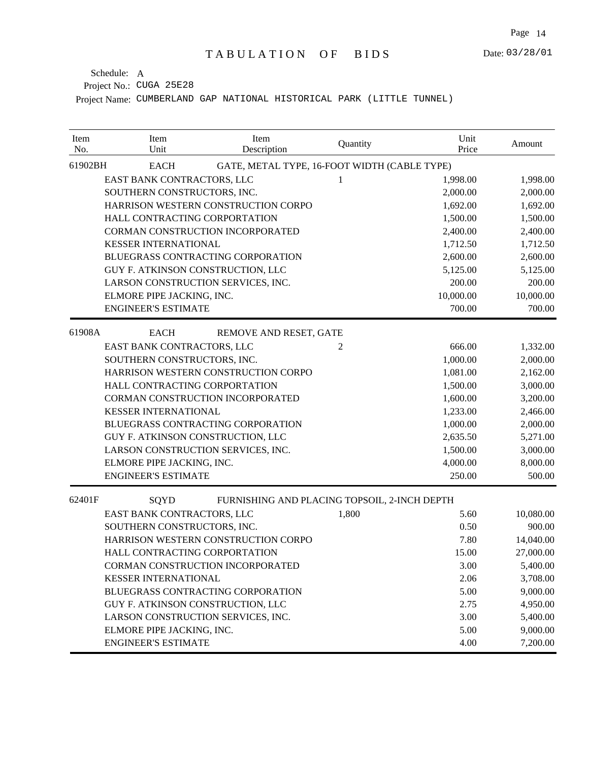# TABULATION OF BIDS

Date: 03/28/01

Schedule: A

Project No.: CUGA 25E28

Project Name: CUMBERLAND GAP NATIONAL HISTORICAL PARK (LITTLE TUNNEL)

| Item No. | Item Unit | Item Description | Quantity | Unit Price | Amount |
|---|---|---|---|---|---|
| 61902BH | EACH | GATE, METAL TYPE, 16-FOOT WIDTH (CABLE TYPE) | | | |
| | EAST BANK CONTRACTORS, LLC | | 1 | 1,998.00 | 1,998.00 |
| | SOUTHERN CONSTRUCTORS, INC. | | | 2,000.00 | 2,000.00 |
| | HARRISON WESTERN CONSTRUCTION CORPO | | | 1,692.00 | 1,692.00 |
| | HALL CONTRACTING CORPORTATION | | | 1,500.00 | 1,500.00 |
| | CORMAN CONSTRUCTION INCORPORATED | | | 2,400.00 | 2,400.00 |
| | KESSER INTERNATIONAL | | | 1,712.50 | 1,712.50 |
| | BLUEGRASS CONTRACTING CORPORATION | | | 2,600.00 | 2,600.00 |
| | GUY F. ATKINSON CONSTRUCTION, LLC | | | 5,125.00 | 5,125.00 |
| | LARSON CONSTRUCTION SERVICES, INC. | | | 200.00 | 200.00 |
| | ELMORE PIPE JACKING, INC. | | | 10,000.00 | 10,000.00 |
| | ENGINEER'S ESTIMATE | | | 700.00 | 700.00 |
| 61908A | EACH | REMOVE AND RESET, GATE | | | |
| | EAST BANK CONTRACTORS, LLC | | 2 | 666.00 | 1,332.00 |
| | SOUTHERN CONSTRUCTORS, INC. | | | 1,000.00 | 2,000.00 |
| | HARRISON WESTERN CONSTRUCTION CORPO | | | 1,081.00 | 2,162.00 |
| | HALL CONTRACTING CORPORTATION | | | 1,500.00 | 3,000.00 |
| | CORMAN CONSTRUCTION INCORPORATED | | | 1,600.00 | 3,200.00 |
| | KESSER INTERNATIONAL | | | 1,233.00 | 2,466.00 |
| | BLUEGRASS CONTRACTING CORPORATION | | | 1,000.00 | 2,000.00 |
| | GUY F. ATKINSON CONSTRUCTION, LLC | | | 2,635.50 | 5,271.00 |
| | LARSON CONSTRUCTION SERVICES, INC. | | | 1,500.00 | 3,000.00 |
| | ELMORE PIPE JACKING, INC. | | | 4,000.00 | 8,000.00 |
| | ENGINEER'S ESTIMATE | | | 250.00 | 500.00 |
| 62401F | SQYD | FURNISHING AND PLACING TOPSOIL, 2-INCH DEPTH | | | |
| | EAST BANK CONTRACTORS, LLC | | 1,800 | 5.60 | 10,080.00 |
| | SOUTHERN CONSTRUCTORS, INC. | | | 0.50 | 900.00 |
| | HARRISON WESTERN CONSTRUCTION CORPO | | | 7.80 | 14,040.00 |
| | HALL CONTRACTING CORPORTATION | | | 15.00 | 27,000.00 |
| | CORMAN CONSTRUCTION INCORPORATED | | | 3.00 | 5,400.00 |
| | KESSER INTERNATIONAL | | | 2.06 | 3,708.00 |
| | BLUEGRASS CONTRACTING CORPORATION | | | 5.00 | 9,000.00 |
| | GUY F. ATKINSON CONSTRUCTION, LLC | | | 2.75 | 4,950.00 |
| | LARSON CONSTRUCTION SERVICES, INC. | | | 3.00 | 5,400.00 |
| | ELMORE PIPE JACKING, INC. | | | 5.00 | 9,000.00 |
| | ENGINEER'S ESTIMATE | | | 4.00 | 7,200.00 |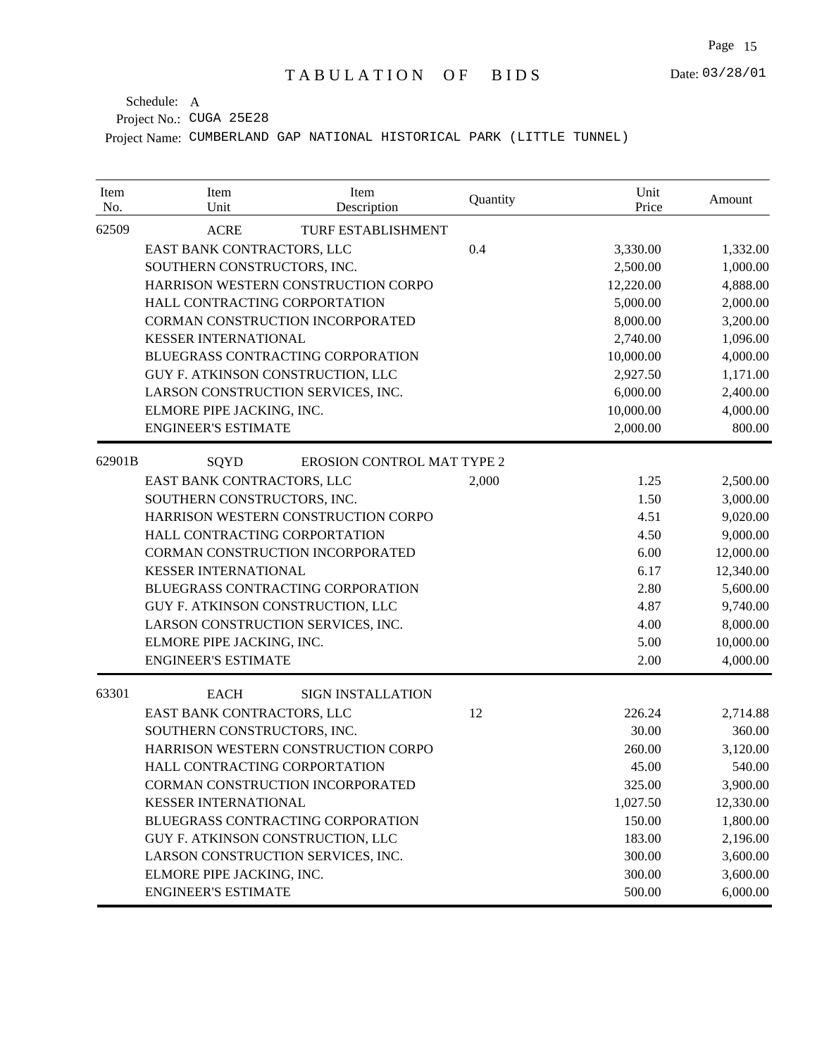# TABULATION OF BIDS

Date: 03/28/01

Schedule: A

Project No.: CUGA 25E28

Project Name: CUMBERLAND GAP NATIONAL HISTORICAL PARK (LITTLE TUNNEL)

| Item No. | Item Unit | Item Description | Quantity | Unit Price | Amount |
|---|---|---|---|---|---|
| 62509 | ACRE | TURF ESTABLISHMENT | | | |
| | EAST BANK CONTRACTORS, LLC | | 0.4 | 3,330.00 | 1,332.00 |
| | SOUTHERN CONSTRUCTORS, INC. | | | 2,500.00 | 1,000.00 |
| | HARRISON WESTERN CONSTRUCTION CORPO | | | 12,220.00 | 4,888.00 |
| | HALL CONTRACTING CORPORTATION | | | 5,000.00 | 2,000.00 |
| | CORMAN CONSTRUCTION INCORPORATED | | | 8,000.00 | 3,200.00 |
| | KESSER INTERNATIONAL | | | 2,740.00 | 1,096.00 |
| | BLUEGRASS CONTRACTING CORPORATION | | | 10,000.00 | 4,000.00 |
| | GUY F. ATKINSON CONSTRUCTION, LLC | | | 2,927.50 | 1,171.00 |
| | LARSON CONSTRUCTION SERVICES, INC. | | | 6,000.00 | 2,400.00 |
| | ELMORE PIPE JACKING, INC. | | | 10,000.00 | 4,000.00 |
| | ENGINEER'S ESTIMATE | | | 2,000.00 | 800.00 |
| 62901B | SQYD | EROSION CONTROL MAT TYPE 2 | | | |
| | EAST BANK CONTRACTORS, LLC | | 2,000 | 1.25 | 2,500.00 |
| | SOUTHERN CONSTRUCTORS, INC. | | | 1.50 | 3,000.00 |
| | HARRISON WESTERN CONSTRUCTION CORPO | | | 4.51 | 9,020.00 |
| | HALL CONTRACTING CORPORTATION | | | 4.50 | 9,000.00 |
| | CORMAN CONSTRUCTION INCORPORATED | | | 6.00 | 12,000.00 |
| | KESSER INTERNATIONAL | | | 6.17 | 12,340.00 |
| | BLUEGRASS CONTRACTING CORPORATION | | | 2.80 | 5,600.00 |
| | GUY F. ATKINSON CONSTRUCTION, LLC | | | 4.87 | 9,740.00 |
| | LARSON CONSTRUCTION SERVICES, INC. | | | 4.00 | 8,000.00 |
| | ELMORE PIPE JACKING, INC. | | | 5.00 | 10,000.00 |
| | ENGINEER'S ESTIMATE | | | 2.00 | 4,000.00 |
| 63301 | EACH | SIGN INSTALLATION | | | |
| | EAST BANK CONTRACTORS, LLC | | 12 | 226.24 | 2,714.88 |
| | SOUTHERN CONSTRUCTORS, INC. | | | 30.00 | 360.00 |
| | HARRISON WESTERN CONSTRUCTION CORPO | | | 260.00 | 3,120.00 |
| | HALL CONTRACTING CORPORTATION | | | 45.00 | 540.00 |
| | CORMAN CONSTRUCTION INCORPORATED | | | 325.00 | 3,900.00 |
| | KESSER INTERNATIONAL | | | 1,027.50 | 12,330.00 |
| | BLUEGRASS CONTRACTING CORPORATION | | | 150.00 | 1,800.00 |
| | GUY F. ATKINSON CONSTRUCTION, LLC | | | 183.00 | 2,196.00 |
| | LARSON CONSTRUCTION SERVICES, INC. | | | 300.00 | 3,600.00 |
| | ELMORE PIPE JACKING, INC. | | | 300.00 | 3,600.00 |
| | ENGINEER'S ESTIMATE | | | 500.00 | 6,000.00 |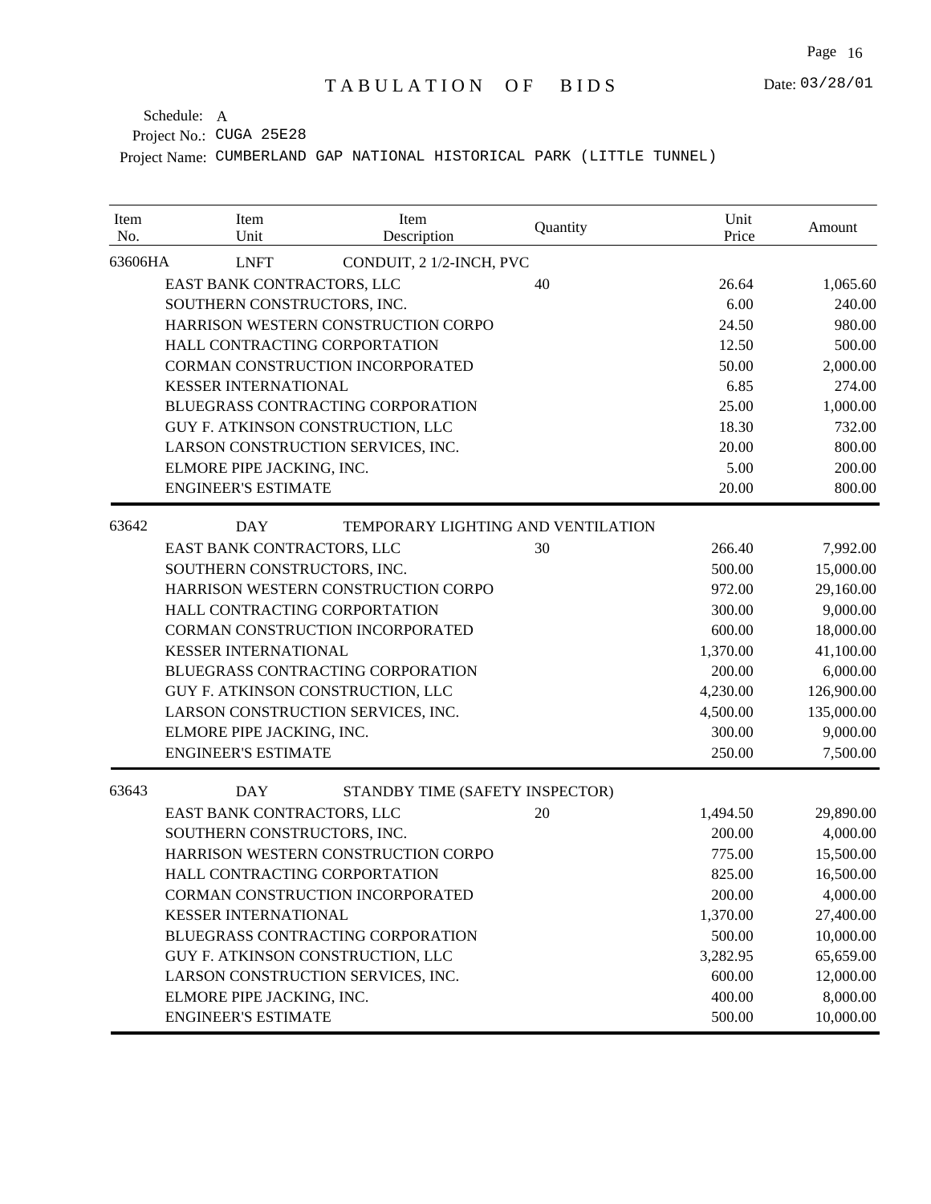# TABULATION OF BIDS

Date: 03/28/01

Schedule: A

Project No.: CUGA 25E28

Project Name: CUMBERLAND GAP NATIONAL HISTORICAL PARK (LITTLE TUNNEL)

| Item No. | Item Unit | Item Description | Quantity | Unit Price | Amount |
|---|---|---|---|---|---|
| 63606HA | LNFT | CONDUIT, 2 1/2-INCH, PVC | | | |
| | EAST BANK CONTRACTORS, LLC | | 40 | 26.64 | 1,065.60 |
| | SOUTHERN CONSTRUCTORS, INC. | | | 6.00 | 240.00 |
| | HARRISON WESTERN CONSTRUCTION CORPO | | | 24.50 | 980.00 |
| | HALL CONTRACTING CORPORTATION | | | 12.50 | 500.00 |
| | CORMAN CONSTRUCTION INCORPORATED | | | 50.00 | 2,000.00 |
| | KESSER INTERNATIONAL | | | 6.85 | 274.00 |
| | BLUEGRASS CONTRACTING CORPORATION | | | 25.00 | 1,000.00 |
| | GUY F. ATKINSON CONSTRUCTION, LLC | | | 18.30 | 732.00 |
| | LARSON CONSTRUCTION SERVICES, INC. | | | 20.00 | 800.00 |
| | ELMORE PIPE JACKING, INC. | | | 5.00 | 200.00 |
| | ENGINEER'S ESTIMATE | | | 20.00 | 800.00 |
| 63642 | DAY | TEMPORARY LIGHTING AND VENTILATION | | | |
| | EAST BANK CONTRACTORS, LLC | | 30 | 266.40 | 7,992.00 |
| | SOUTHERN CONSTRUCTORS, INC. | | | 500.00 | 15,000.00 |
| | HARRISON WESTERN CONSTRUCTION CORPO | | | 972.00 | 29,160.00 |
| | HALL CONTRACTING CORPORTATION | | | 300.00 | 9,000.00 |
| | CORMAN CONSTRUCTION INCORPORATED | | | 600.00 | 18,000.00 |
| | KESSER INTERNATIONAL | | | 1,370.00 | 41,100.00 |
| | BLUEGRASS CONTRACTING CORPORATION | | | 200.00 | 6,000.00 |
| | GUY F. ATKINSON CONSTRUCTION, LLC | | | 4,230.00 | 126,900.00 |
| | LARSON CONSTRUCTION SERVICES, INC. | | | 4,500.00 | 135,000.00 |
| | ELMORE PIPE JACKING, INC. | | | 300.00 | 9,000.00 |
| | ENGINEER'S ESTIMATE | | | 250.00 | 7,500.00 |
| 63643 | DAY | STANDBY TIME (SAFETY INSPECTOR) | | | |
| | EAST BANK CONTRACTORS, LLC | | 20 | 1,494.50 | 29,890.00 |
| | SOUTHERN CONSTRUCTORS, INC. | | | 200.00 | 4,000.00 |
| | HARRISON WESTERN CONSTRUCTION CORPO | | | 775.00 | 15,500.00 |
| | HALL CONTRACTING CORPORTATION | | | 825.00 | 16,500.00 |
| | CORMAN CONSTRUCTION INCORPORATED | | | 200.00 | 4,000.00 |
| | KESSER INTERNATIONAL | | | 1,370.00 | 27,400.00 |
| | BLUEGRASS CONTRACTING CORPORATION | | | 500.00 | 10,000.00 |
| | GUY F. ATKINSON CONSTRUCTION, LLC | | | 3,282.95 | 65,659.00 |
| | LARSON CONSTRUCTION SERVICES, INC. | | | 600.00 | 12,000.00 |
| | ELMORE PIPE JACKING, INC. | | | 400.00 | 8,000.00 |
| | ENGINEER'S ESTIMATE | | | 500.00 | 10,000.00 |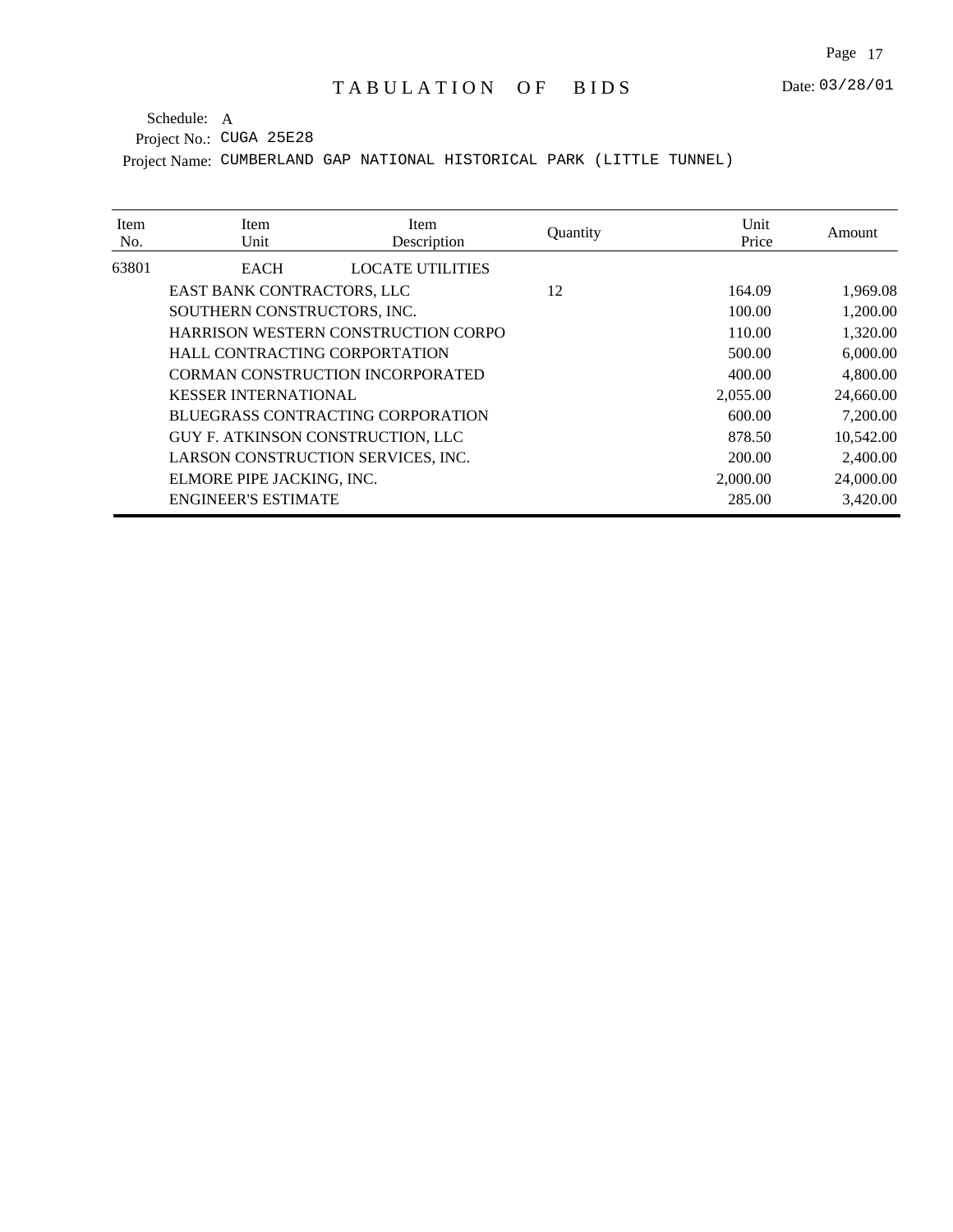# TABULATION OF BIDS

Date: 03/28/01

Schedule: A
Project No.: CUGA 25E28
Project Name: CUMBERLAND GAP NATIONAL HISTORICAL PARK (LITTLE TUNNEL)

| Item No. | Item Unit | Item Description | Quantity | Unit Price | Amount |
|---|---|---|---|---|---|
| 63801 | EACH | LOCATE UTILITIES | | | |
| | EAST BANK CONTRACTORS, LLC | | 12 | 164.09 | 1,969.08 |
| | SOUTHERN CONSTRUCTORS, INC. | | | 100.00 | 1,200.00 |
| | HARRISON WESTERN CONSTRUCTION CORPO | | | 110.00 | 1,320.00 |
| | HALL CONTRACTING CORPORTATION | | | 500.00 | 6,000.00 |
| | CORMAN CONSTRUCTION INCORPORATED | | | 400.00 | 4,800.00 |
| | KESSER INTERNATIONAL | | | 2,055.00 | 24,660.00 |
| | BLUEGRASS CONTRACTING CORPORATION | | | 600.00 | 7,200.00 |
| | GUY F. ATKINSON CONSTRUCTION, LLC | | | 878.50 | 10,542.00 |
| | LARSON CONSTRUCTION SERVICES, INC. | | | 200.00 | 2,400.00 |
| | ELMORE PIPE JACKING, INC. | | | 2,000.00 | 24,000.00 |
| | ENGINEER'S ESTIMATE | | | 285.00 | 3,420.00 |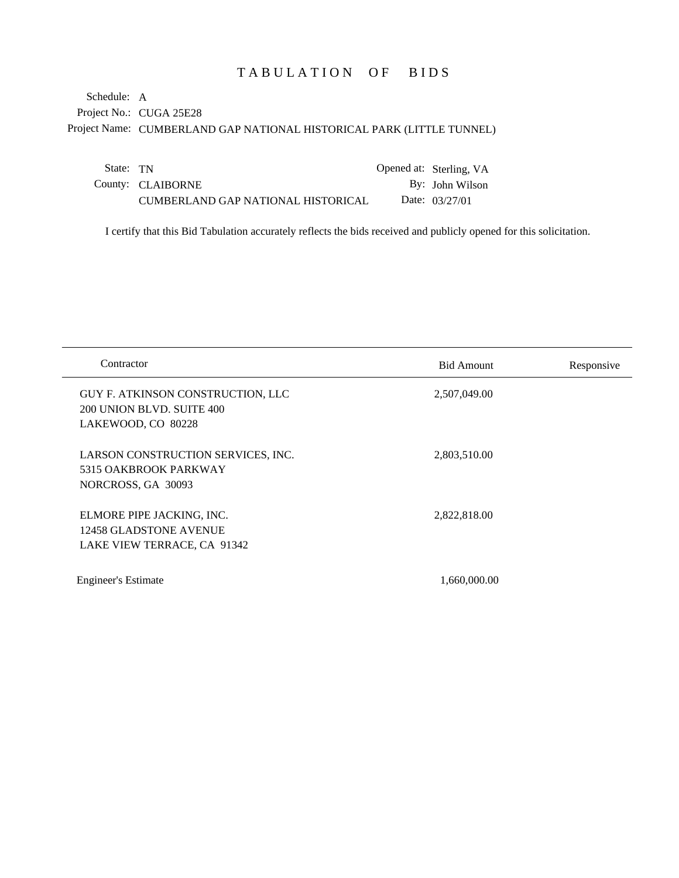# TABULATION OF BIDS

Schedule: A
Project No.: CUGA 25E28
Project Name: CUMBERLAND GAP NATIONAL HISTORICAL PARK (LITTLE TUNNEL)

State: TN
County: CLAIBORNE
CUMBERLAND GAP NATIONAL HISTORICAL

Opened at: Sterling, VA
By: John Wilson
Date: 03/27/01

I certify that this Bid Tabulation accurately reflects the bids received and publicly opened for this solicitation.

| Contractor | Bid Amount | Responsive |
|---|---|---|
| GUY F. ATKINSON CONSTRUCTION, LLC<br>200 UNION BLVD. SUITE 400<br>LAKEWOOD, CO 80228 | 2,507,049.00 | |
| LARSON CONSTRUCTION SERVICES, INC.<br>5315 OAKBROOK PARKWAY<br>NORCROSS, GA 30093 | 2,803,510.00 | |
| ELMORE PIPE JACKING, INC.<br>12458 GLADSTONE AVENUE<br>LAKE VIEW TERRACE, CA 91342 | 2,822,818.00 | |
| Engineer's Estimate | 1,660,000.00 | |